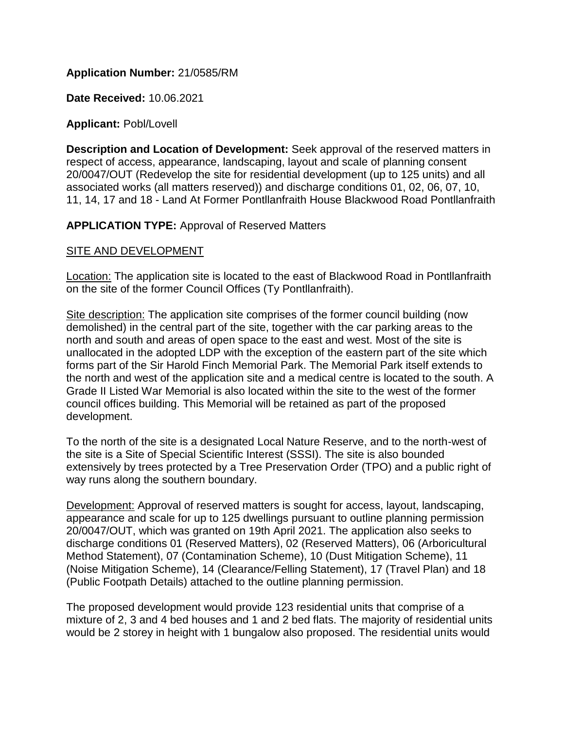**Application Number:** 21/0585/RM

**Date Received:** 10.06.2021

**Applicant:** Pobl/Lovell

**Description and Location of Development:** Seek approval of the reserved matters in respect of access, appearance, landscaping, layout and scale of planning consent 20/0047/OUT (Redevelop the site for residential development (up to 125 units) and all associated works (all matters reserved)) and discharge conditions 01, 02, 06, 07, 10, 11, 14, 17 and 18 - Land At Former Pontllanfraith House Blackwood Road Pontllanfraith

**APPLICATION TYPE:** Approval of Reserved Matters

SITE AND DEVELOPMENT

Location: The application site is located to the east of Blackwood Road in Pontllanfraith on the site of the former Council Offices (Ty Pontllanfraith).

Site description: The application site comprises of the former council building (now demolished) in the central part of the site, together with the car parking areas to the north and south and areas of open space to the east and west. Most of the site is unallocated in the adopted LDP with the exception of the eastern part of the site which forms part of the Sir Harold Finch Memorial Park. The Memorial Park itself extends to the north and west of the application site and a medical centre is located to the south. A Grade II Listed War Memorial is also located within the site to the west of the former council offices building. This Memorial will be retained as part of the proposed development.

To the north of the site is a designated Local Nature Reserve, and to the north-west of the site is a Site of Special Scientific Interest (SSSI). The site is also bounded extensively by trees protected by a Tree Preservation Order (TPO) and a public right of way runs along the southern boundary.

Development: Approval of reserved matters is sought for access, layout, landscaping, appearance and scale for up to 125 dwellings pursuant to outline planning permission 20/0047/OUT, which was granted on 19th April 2021. The application also seeks to discharge conditions 01 (Reserved Matters), 02 (Reserved Matters), 06 (Arboricultural Method Statement), 07 (Contamination Scheme), 10 (Dust Mitigation Scheme), 11 (Noise Mitigation Scheme), 14 (Clearance/Felling Statement), 17 (Travel Plan) and 18 (Public Footpath Details) attached to the outline planning permission.

The proposed development would provide 123 residential units that comprise of a mixture of 2, 3 and 4 bed houses and 1 and 2 bed flats. The majority of residential units would be 2 storey in height with 1 bungalow also proposed. The residential units would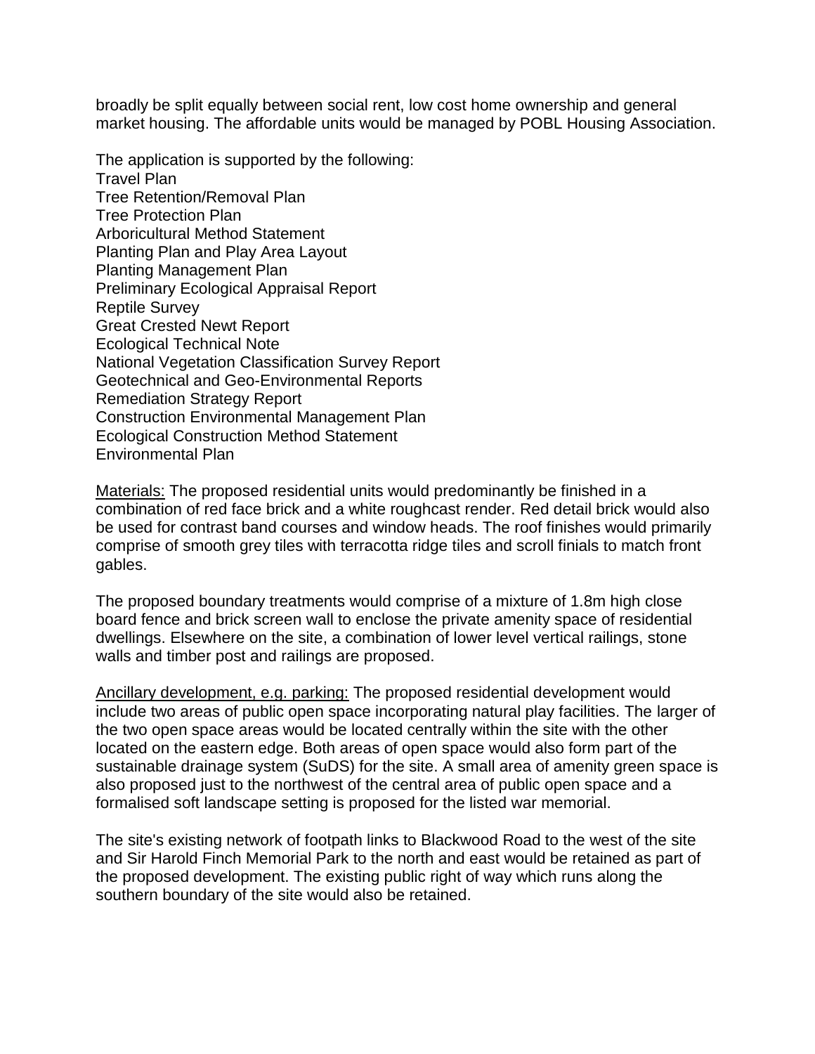broadly be split equally between social rent, low cost home ownership and general market housing. The affordable units would be managed by POBL Housing Association.

The application is supported by the following:
Travel Plan
Tree Retention/Removal Plan
Tree Protection Plan
Arboricultural Method Statement
Planting Plan and Play Area Layout
Planting Management Plan
Preliminary Ecological Appraisal Report
Reptile Survey
Great Crested Newt Report
Ecological Technical Note
National Vegetation Classification Survey Report
Geotechnical and Geo-Environmental Reports
Remediation Strategy Report
Construction Environmental Management Plan
Ecological Construction Method Statement
Environmental Plan

<u>Materials:</u> The proposed residential units would predominantly be finished in a combination of red face brick and a white roughcast render. Red detail brick would also be used for contrast band courses and window heads. The roof finishes would primarily comprise of smooth grey tiles with terracotta ridge tiles and scroll finials to match front gables.

The proposed boundary treatments would comprise of a mixture of 1.8m high close board fence and brick screen wall to enclose the private amenity space of residential dwellings. Elsewhere on the site, a combination of lower level vertical railings, stone walls and timber post and railings are proposed.

<u>Ancillary development, e.g. parking:</u> The proposed residential development would include two areas of public open space incorporating natural play facilities. The larger of the two open space areas would be located centrally within the site with the other located on the eastern edge. Both areas of open space would also form part of the sustainable drainage system (SuDS) for the site. A small area of amenity green space is also proposed just to the northwest of the central area of public open space and a formalised soft landscape setting is proposed for the listed war memorial.

The site's existing network of footpath links to Blackwood Road to the west of the site and Sir Harold Finch Memorial Park to the north and east would be retained as part of the proposed development. The existing public right of way which runs along the southern boundary of the site would also be retained.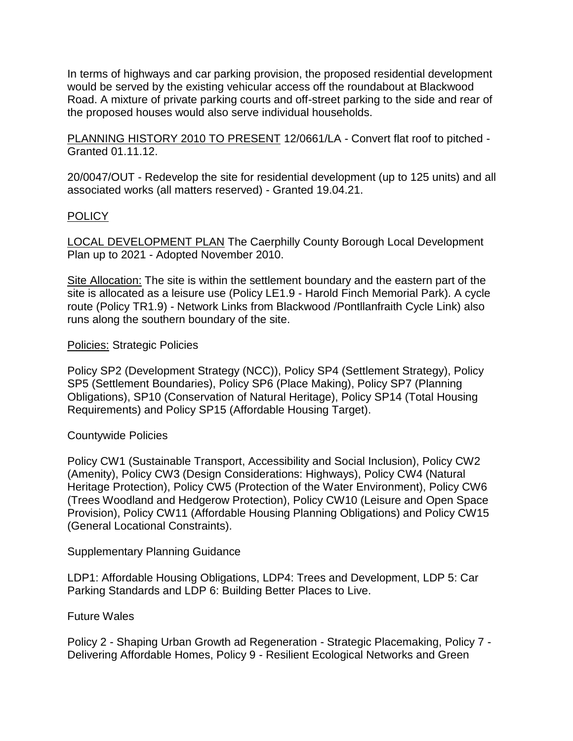In terms of highways and car parking provision, the proposed residential development would be served by the existing vehicular access off the roundabout at Blackwood Road. A mixture of private parking courts and off-street parking to the side and rear of the proposed houses would also serve individual households.

<u>PLANNING HISTORY 2010 TO PRESENT</u> 12/0661/LA - Convert flat roof to pitched - Granted 01.11.12.

20/0047/OUT - Redevelop the site for residential development (up to 125 units) and all associated works (all matters reserved) - Granted 19.04.21.

<u>POLICY</u>

<u>LOCAL DEVELOPMENT PLAN</u> The Caerphilly County Borough Local Development Plan up to 2021 - Adopted November 2010.

<u>Site Allocation:</u> The site is within the settlement boundary and the eastern part of the site is allocated as a leisure use (Policy LE1.9 - Harold Finch Memorial Park). A cycle route (Policy TR1.9) - Network Links from Blackwood /Pontllanfraith Cycle Link) also runs along the southern boundary of the site.

<u>Policies:</u> Strategic Policies

Policy SP2 (Development Strategy (NCC)), Policy SP4 (Settlement Strategy), Policy SP5 (Settlement Boundaries), Policy SP6 (Place Making), Policy SP7 (Planning Obligations), SP10 (Conservation of Natural Heritage), Policy SP14 (Total Housing Requirements) and Policy SP15 (Affordable Housing Target).

Countywide Policies

Policy CW1 (Sustainable Transport, Accessibility and Social Inclusion), Policy CW2 (Amenity), Policy CW3 (Design Considerations: Highways), Policy CW4 (Natural Heritage Protection), Policy CW5 (Protection of the Water Environment), Policy CW6 (Trees Woodland and Hedgerow Protection), Policy CW10 (Leisure and Open Space Provision), Policy CW11 (Affordable Housing Planning Obligations) and Policy CW15 (General Locational Constraints).

Supplementary Planning Guidance

LDP1: Affordable Housing Obligations, LDP4: Trees and Development, LDP 5: Car Parking Standards and LDP 6: Building Better Places to Live.

Future Wales

Policy 2 - Shaping Urban Growth ad Regeneration - Strategic Placemaking, Policy 7 - Delivering Affordable Homes, Policy 9 - Resilient Ecological Networks and Green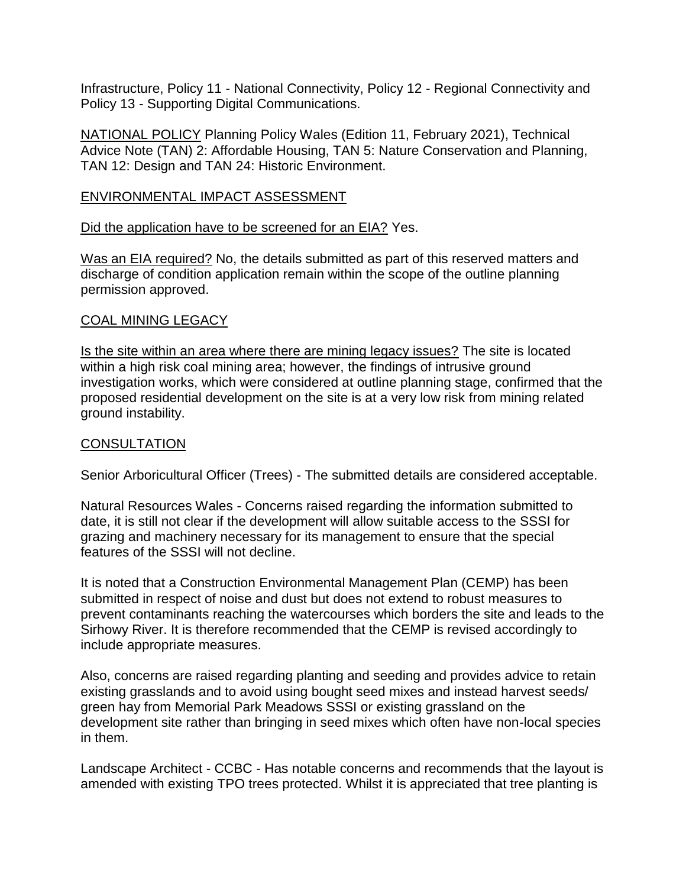Infrastructure, Policy 11 - National Connectivity, Policy 12 - Regional Connectivity and Policy 13 - Supporting Digital Communications.

NATIONAL POLICY Planning Policy Wales (Edition 11, February 2021), Technical Advice Note (TAN) 2: Affordable Housing, TAN 5: Nature Conservation and Planning, TAN 12: Design and TAN 24: Historic Environment.

ENVIRONMENTAL IMPACT ASSESSMENT

Did the application have to be screened for an EIA? Yes.

Was an EIA required? No, the details submitted as part of this reserved matters and discharge of condition application remain within the scope of the outline planning permission approved.

COAL MINING LEGACY

Is the site within an area where there are mining legacy issues? The site is located within a high risk coal mining area; however, the findings of intrusive ground investigation works, which were considered at outline planning stage, confirmed that the proposed residential development on the site is at a very low risk from mining related ground instability.

CONSULTATION

Senior Arboricultural Officer (Trees) - The submitted details are considered acceptable.

Natural Resources Wales - Concerns raised regarding the information submitted to date, it is still not clear if the development will allow suitable access to the SSSI for grazing and machinery necessary for its management to ensure that the special features of the SSSI will not decline.

It is noted that a Construction Environmental Management Plan (CEMP) has been submitted in respect of noise and dust but does not extend to robust measures to prevent contaminants reaching the watercourses which borders the site and leads to the Sirhowy River. It is therefore recommended that the CEMP is revised accordingly to include appropriate measures.

Also, concerns are raised regarding planting and seeding and provides advice to retain existing grasslands and to avoid using bought seed mixes and instead harvest seeds/ green hay from Memorial Park Meadows SSSI or existing grassland on the development site rather than bringing in seed mixes which often have non-local species in them.

Landscape Architect - CCBC - Has notable concerns and recommends that the layout is amended with existing TPO trees protected. Whilst it is appreciated that tree planting is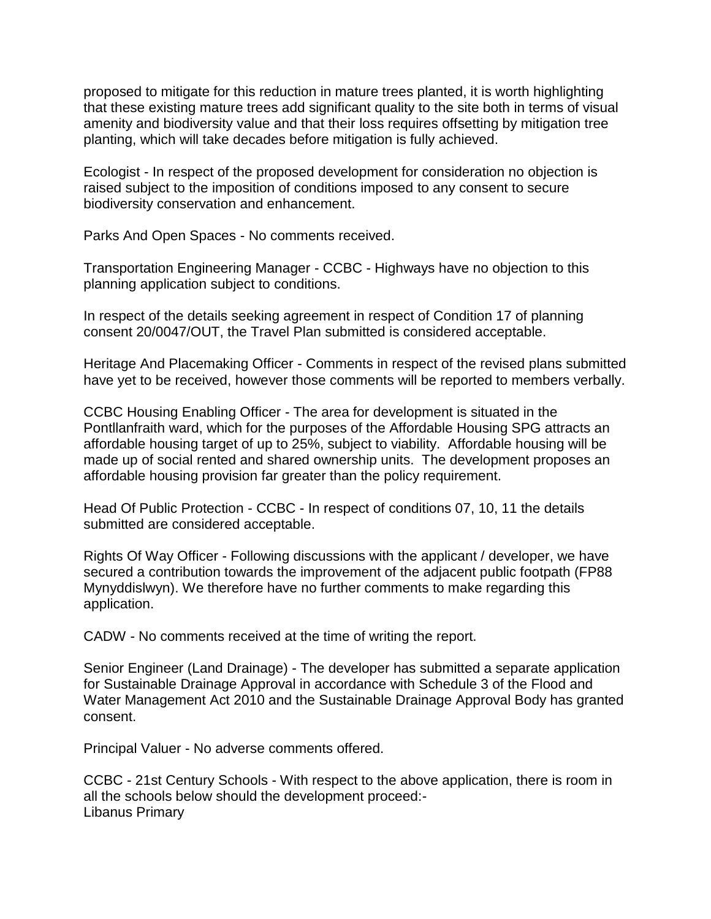proposed to mitigate for this reduction in mature trees planted, it is worth highlighting that these existing mature trees add significant quality to the site both in terms of visual amenity and biodiversity value and that their loss requires offsetting by mitigation tree planting, which will take decades before mitigation is fully achieved.

Ecologist - In respect of the proposed development for consideration no objection is raised subject to the imposition of conditions imposed to any consent to secure biodiversity conservation and enhancement.

Parks And Open Spaces - No comments received.

Transportation Engineering Manager - CCBC - Highways have no objection to this planning application subject to conditions.

In respect of the details seeking agreement in respect of Condition 17 of planning consent 20/0047/OUT, the Travel Plan submitted is considered acceptable.

Heritage And Placemaking Officer - Comments in respect of the revised plans submitted have yet to be received, however those comments will be reported to members verbally.

CCBC Housing Enabling Officer - The area for development is situated in the Pontllanfraith ward, which for the purposes of the Affordable Housing SPG attracts an affordable housing target of up to 25%, subject to viability. Affordable housing will be made up of social rented and shared ownership units. The development proposes an affordable housing provision far greater than the policy requirement.

Head Of Public Protection - CCBC - In respect of conditions 07, 10, 11 the details submitted are considered acceptable.

Rights Of Way Officer - Following discussions with the applicant / developer, we have secured a contribution towards the improvement of the adjacent public footpath (FP88 Mynyddislwyn). We therefore have no further comments to make regarding this application.

CADW - No comments received at the time of writing the report.

Senior Engineer (Land Drainage) - The developer has submitted a separate application for Sustainable Drainage Approval in accordance with Schedule 3 of the Flood and Water Management Act 2010 and the Sustainable Drainage Approval Body has granted consent.

Principal Valuer - No adverse comments offered.

CCBC - 21st Century Schools - With respect to the above application, there is room in all the schools below should the development proceed:-
Libanus Primary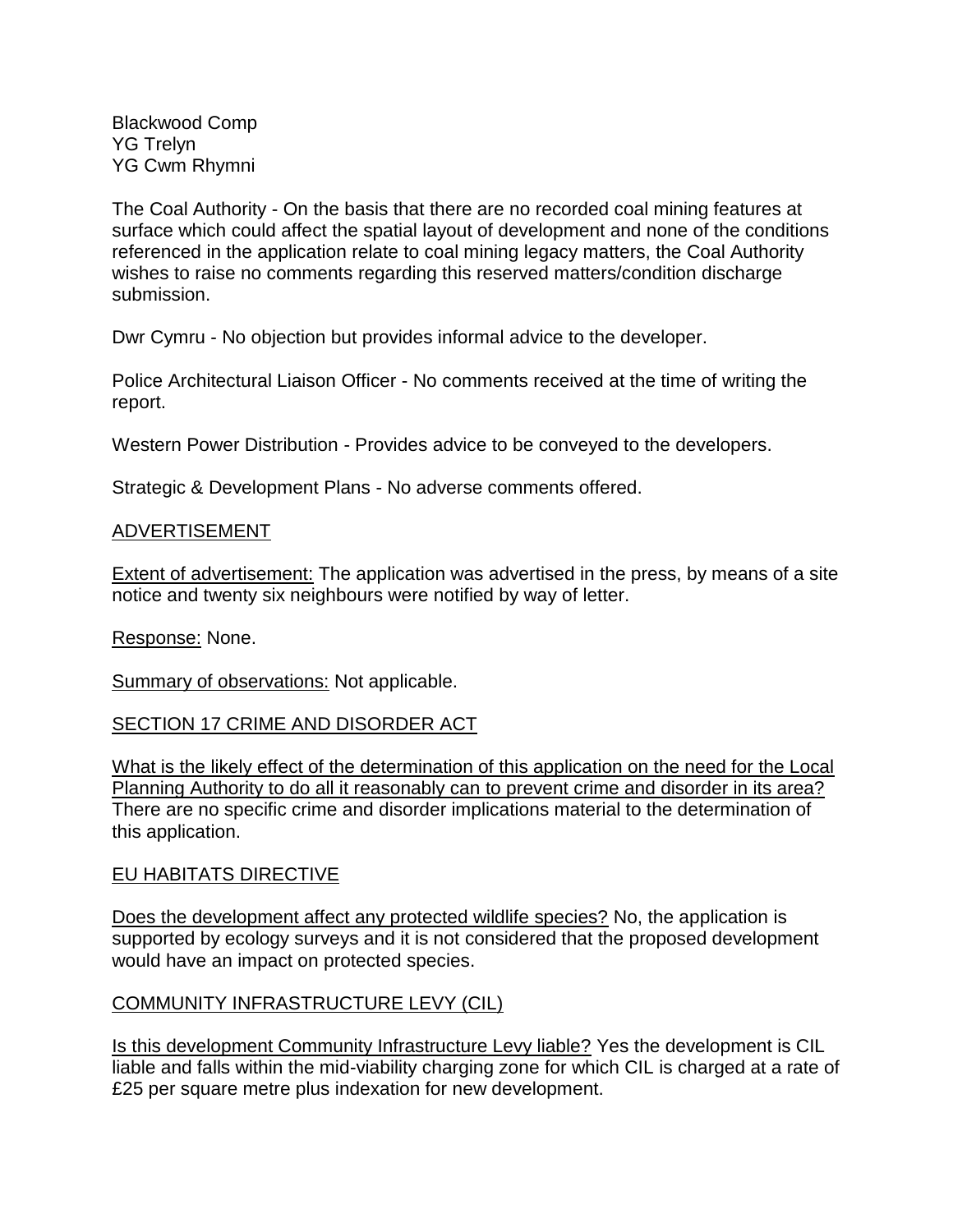Blackwood Comp
YG Trelyn
YG Cwm Rhymni

The Coal Authority - On the basis that there are no recorded coal mining features at surface which could affect the spatial layout of development and none of the conditions referenced in the application relate to coal mining legacy matters, the Coal Authority wishes to raise no comments regarding this reserved matters/condition discharge submission.

Dwr Cymru - No objection but provides informal advice to the developer.

Police Architectural Liaison Officer - No comments received at the time of writing the report.

Western Power Distribution - Provides advice to be conveyed to the developers.

Strategic & Development Plans - No adverse comments offered.

## ADVERTISEMENT

Extent of advertisement: The application was advertised in the press, by means of a site notice and twenty six neighbours were notified by way of letter.

Response: None.

Summary of observations: Not applicable.

## SECTION 17 CRIME AND DISORDER ACT

What is the likely effect of the determination of this application on the need for the Local Planning Authority to do all it reasonably can to prevent crime and disorder in its area? There are no specific crime and disorder implications material to the determination of this application.

## EU HABITATS DIRECTIVE

Does the development affect any protected wildlife species? No, the application is supported by ecology surveys and it is not considered that the proposed development would have an impact on protected species.

## COMMUNITY INFRASTRUCTURE LEVY (CIL)

Is this development Community Infrastructure Levy liable? Yes the development is CIL liable and falls within the mid-viability charging zone for which CIL is charged at a rate of £25 per square metre plus indexation for new development.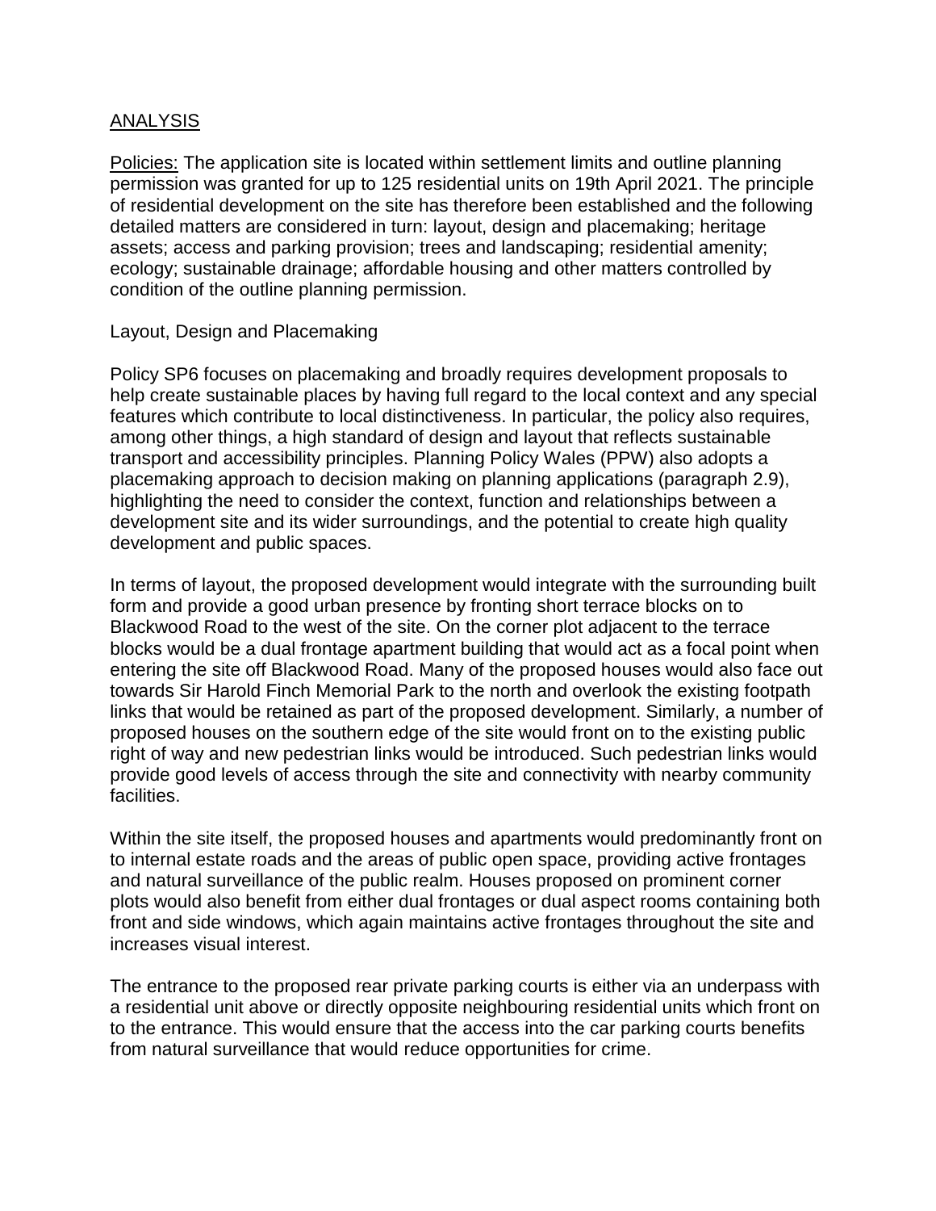## ANALYSIS

Policies: The application site is located within settlement limits and outline planning permission was granted for up to 125 residential units on 19th April 2021. The principle of residential development on the site has therefore been established and the following detailed matters are considered in turn: layout, design and placemaking; heritage assets; access and parking provision; trees and landscaping; residential amenity; ecology; sustainable drainage; affordable housing and other matters controlled by condition of the outline planning permission.

### Layout, Design and Placemaking

Policy SP6 focuses on placemaking and broadly requires development proposals to help create sustainable places by having full regard to the local context and any special features which contribute to local distinctiveness. In particular, the policy also requires, among other things, a high standard of design and layout that reflects sustainable transport and accessibility principles. Planning Policy Wales (PPW) also adopts a placemaking approach to decision making on planning applications (paragraph 2.9), highlighting the need to consider the context, function and relationships between a development site and its wider surroundings, and the potential to create high quality development and public spaces.

In terms of layout, the proposed development would integrate with the surrounding built form and provide a good urban presence by fronting short terrace blocks on to Blackwood Road to the west of the site. On the corner plot adjacent to the terrace blocks would be a dual frontage apartment building that would act as a focal point when entering the site off Blackwood Road. Many of the proposed houses would also face out towards Sir Harold Finch Memorial Park to the north and overlook the existing footpath links that would be retained as part of the proposed development. Similarly, a number of proposed houses on the southern edge of the site would front on to the existing public right of way and new pedestrian links would be introduced. Such pedestrian links would provide good levels of access through the site and connectivity with nearby community facilities.

Within the site itself, the proposed houses and apartments would predominantly front on to internal estate roads and the areas of public open space, providing active frontages and natural surveillance of the public realm. Houses proposed on prominent corner plots would also benefit from either dual frontages or dual aspect rooms containing both front and side windows, which again maintains active frontages throughout the site and increases visual interest.

The entrance to the proposed rear private parking courts is either via an underpass with a residential unit above or directly opposite neighbouring residential units which front on to the entrance. This would ensure that the access into the car parking courts benefits from natural surveillance that would reduce opportunities for crime.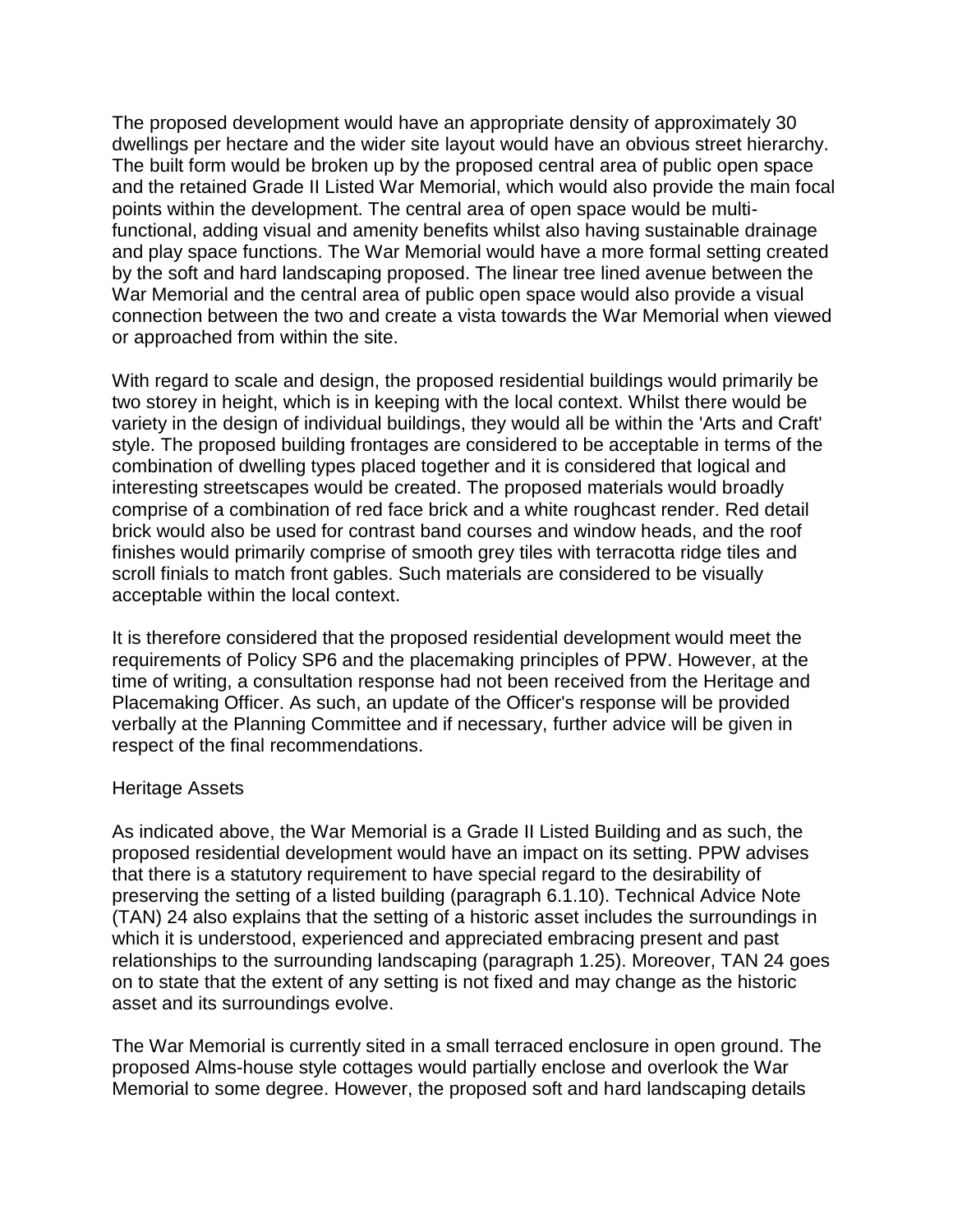The proposed development would have an appropriate density of approximately 30 dwellings per hectare and the wider site layout would have an obvious street hierarchy. The built form would be broken up by the proposed central area of public open space and the retained Grade II Listed War Memorial, which would also provide the main focal points within the development. The central area of open space would be multi-functional, adding visual and amenity benefits whilst also having sustainable drainage and play space functions. The War Memorial would have a more formal setting created by the soft and hard landscaping proposed. The linear tree lined avenue between the War Memorial and the central area of public open space would also provide a visual connection between the two and create a vista towards the War Memorial when viewed or approached from within the site.

With regard to scale and design, the proposed residential buildings would primarily be two storey in height, which is in keeping with the local context. Whilst there would be variety in the design of individual buildings, they would all be within the 'Arts and Craft' style. The proposed building frontages are considered to be acceptable in terms of the combination of dwelling types placed together and it is considered that logical and interesting streetscapes would be created. The proposed materials would broadly comprise of a combination of red face brick and a white roughcast render. Red detail brick would also be used for contrast band courses and window heads, and the roof finishes would primarily comprise of smooth grey tiles with terracotta ridge tiles and scroll finials to match front gables. Such materials are considered to be visually acceptable within the local context.

It is therefore considered that the proposed residential development would meet the requirements of Policy SP6 and the placemaking principles of PPW. However, at the time of writing, a consultation response had not been received from the Heritage and Placemaking Officer. As such, an update of the Officer's response will be provided verbally at the Planning Committee and if necessary, further advice will be given in respect of the final recommendations.

Heritage Assets

As indicated above, the War Memorial is a Grade II Listed Building and as such, the proposed residential development would have an impact on its setting. PPW advises that there is a statutory requirement to have special regard to the desirability of preserving the setting of a listed building (paragraph 6.1.10). Technical Advice Note (TAN) 24 also explains that the setting of a historic asset includes the surroundings in which it is understood, experienced and appreciated embracing present and past relationships to the surrounding landscaping (paragraph 1.25). Moreover, TAN 24 goes on to state that the extent of any setting is not fixed and may change as the historic asset and its surroundings evolve.

The War Memorial is currently sited in a small terraced enclosure in open ground. The proposed Alms-house style cottages would partially enclose and overlook the War Memorial to some degree. However, the proposed soft and hard landscaping details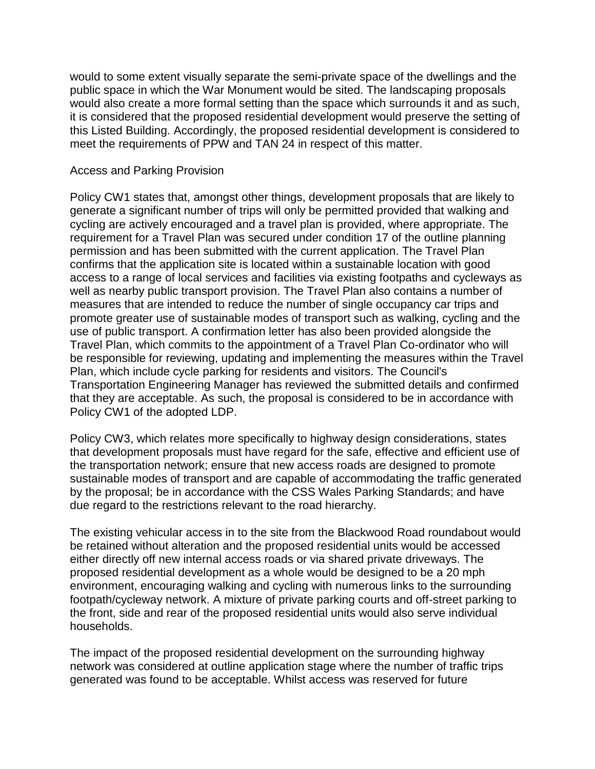would to some extent visually separate the semi-private space of the dwellings and the public space in which the War Monument would be sited. The landscaping proposals would also create a more formal setting than the space which surrounds it and as such, it is considered that the proposed residential development would preserve the setting of this Listed Building. Accordingly, the proposed residential development is considered to meet the requirements of PPW and TAN 24 in respect of this matter.

Access and Parking Provision

Policy CW1 states that, amongst other things, development proposals that are likely to generate a significant number of trips will only be permitted provided that walking and cycling are actively encouraged and a travel plan is provided, where appropriate. The requirement for a Travel Plan was secured under condition 17 of the outline planning permission and has been submitted with the current application. The Travel Plan confirms that the application site is located within a sustainable location with good access to a range of local services and facilities via existing footpaths and cycleways as well as nearby public transport provision. The Travel Plan also contains a number of measures that are intended to reduce the number of single occupancy car trips and promote greater use of sustainable modes of transport such as walking, cycling and the use of public transport. A confirmation letter has also been provided alongside the Travel Plan, which commits to the appointment of a Travel Plan Co-ordinator who will be responsible for reviewing, updating and implementing the measures within the Travel Plan, which include cycle parking for residents and visitors. The Council's Transportation Engineering Manager has reviewed the submitted details and confirmed that they are acceptable. As such, the proposal is considered to be in accordance with Policy CW1 of the adopted LDP.

Policy CW3, which relates more specifically to highway design considerations, states that development proposals must have regard for the safe, effective and efficient use of the transportation network; ensure that new access roads are designed to promote sustainable modes of transport and are capable of accommodating the traffic generated by the proposal; be in accordance with the CSS Wales Parking Standards; and have due regard to the restrictions relevant to the road hierarchy.

The existing vehicular access in to the site from the Blackwood Road roundabout would be retained without alteration and the proposed residential units would be accessed either directly off new internal access roads or via shared private driveways. The proposed residential development as a whole would be designed to be a 20 mph environment, encouraging walking and cycling with numerous links to the surrounding footpath/cycleway network. A mixture of private parking courts and off-street parking to the front, side and rear of the proposed residential units would also serve individual households.

The impact of the proposed residential development on the surrounding highway network was considered at outline application stage where the number of traffic trips generated was found to be acceptable. Whilst access was reserved for future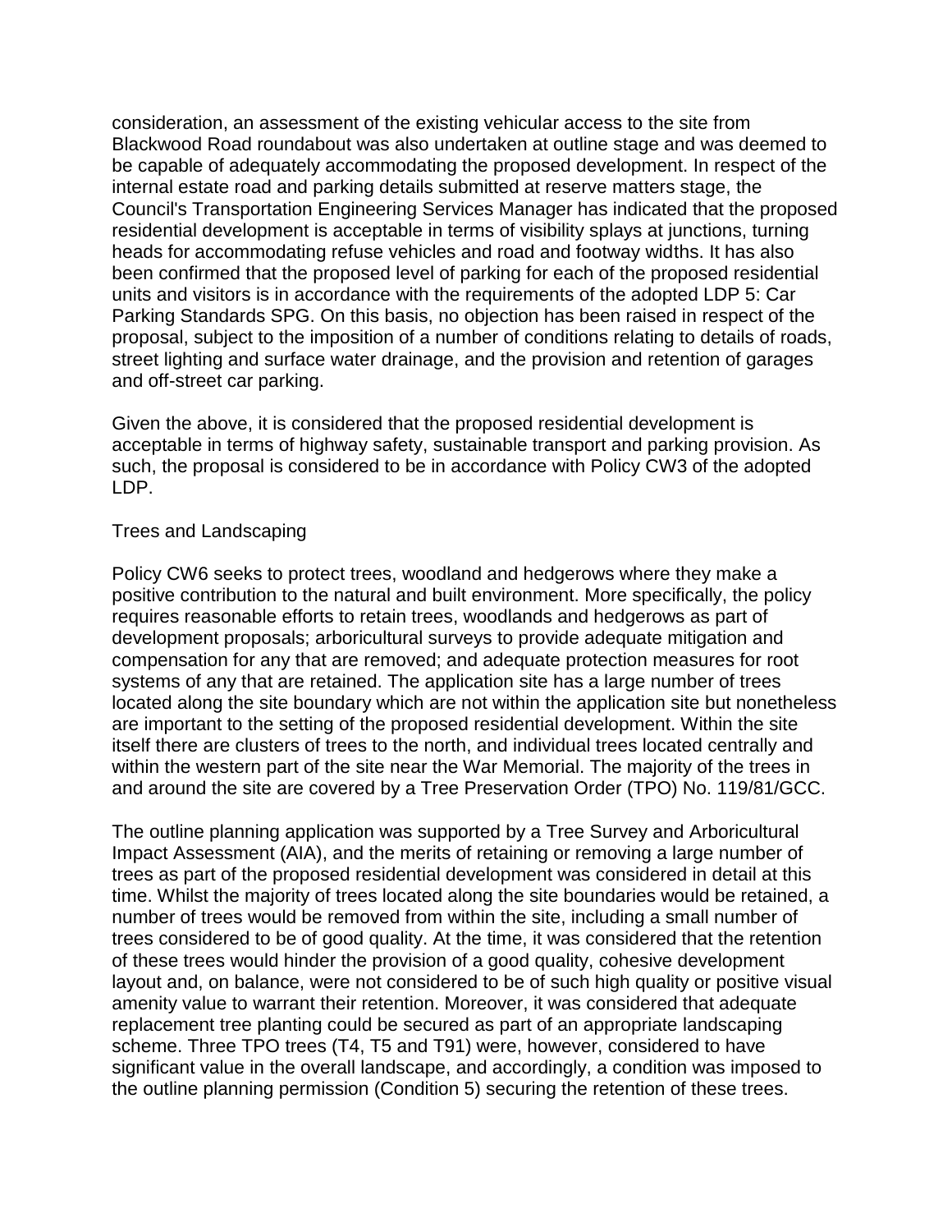consideration, an assessment of the existing vehicular access to the site from Blackwood Road roundabout was also undertaken at outline stage and was deemed to be capable of adequately accommodating the proposed development. In respect of the internal estate road and parking details submitted at reserve matters stage, the Council's Transportation Engineering Services Manager has indicated that the proposed residential development is acceptable in terms of visibility splays at junctions, turning heads for accommodating refuse vehicles and road and footway widths. It has also been confirmed that the proposed level of parking for each of the proposed residential units and visitors is in accordance with the requirements of the adopted LDP 5: Car Parking Standards SPG. On this basis, no objection has been raised in respect of the proposal, subject to the imposition of a number of conditions relating to details of roads, street lighting and surface water drainage, and the provision and retention of garages and off-street car parking.

Given the above, it is considered that the proposed residential development is acceptable in terms of highway safety, sustainable transport and parking provision. As such, the proposal is considered to be in accordance with Policy CW3 of the adopted LDP.

Trees and Landscaping

Policy CW6 seeks to protect trees, woodland and hedgerows where they make a positive contribution to the natural and built environment. More specifically, the policy requires reasonable efforts to retain trees, woodlands and hedgerows as part of development proposals; arboricultural surveys to provide adequate mitigation and compensation for any that are removed; and adequate protection measures for root systems of any that are retained. The application site has a large number of trees located along the site boundary which are not within the application site but nonetheless are important to the setting of the proposed residential development. Within the site itself there are clusters of trees to the north, and individual trees located centrally and within the western part of the site near the War Memorial. The majority of the trees in and around the site are covered by a Tree Preservation Order (TPO) No. 119/81/GCC.

The outline planning application was supported by a Tree Survey and Arboricultural Impact Assessment (AIA), and the merits of retaining or removing a large number of trees as part of the proposed residential development was considered in detail at this time. Whilst the majority of trees located along the site boundaries would be retained, a number of trees would be removed from within the site, including a small number of trees considered to be of good quality. At the time, it was considered that the retention of these trees would hinder the provision of a good quality, cohesive development layout and, on balance, were not considered to be of such high quality or positive visual amenity value to warrant their retention. Moreover, it was considered that adequate replacement tree planting could be secured as part of an appropriate landscaping scheme. Three TPO trees (T4, T5 and T91) were, however, considered to have significant value in the overall landscape, and accordingly, a condition was imposed to the outline planning permission (Condition 5) securing the retention of these trees.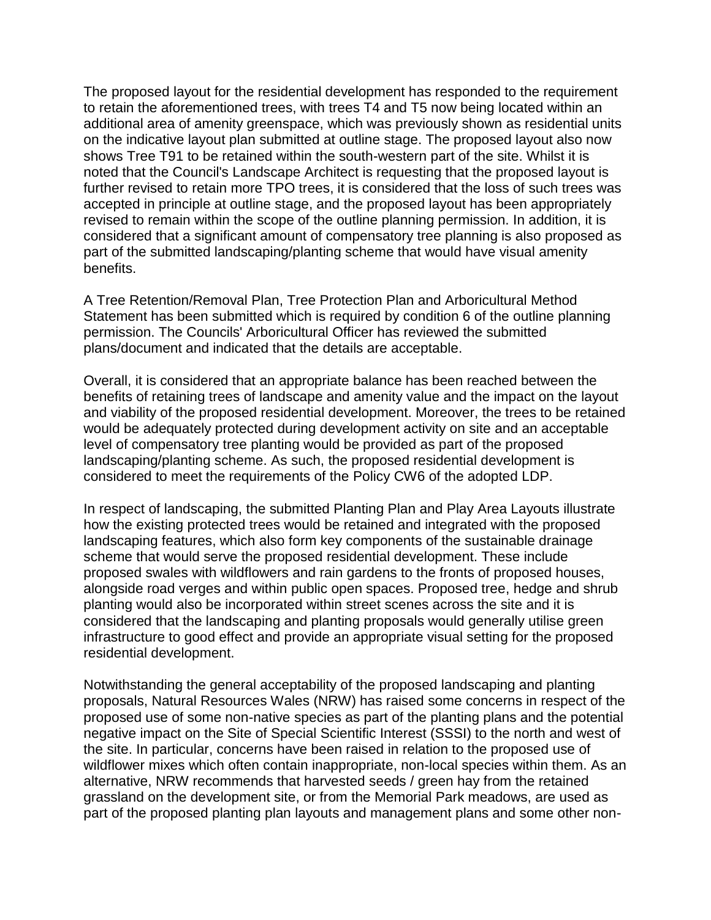The proposed layout for the residential development has responded to the requirement to retain the aforementioned trees, with trees T4 and T5 now being located within an additional area of amenity greenspace, which was previously shown as residential units on the indicative layout plan submitted at outline stage. The proposed layout also now shows Tree T91 to be retained within the south-western part of the site. Whilst it is noted that the Council's Landscape Architect is requesting that the proposed layout is further revised to retain more TPO trees, it is considered that the loss of such trees was accepted in principle at outline stage, and the proposed layout has been appropriately revised to remain within the scope of the outline planning permission. In addition, it is considered that a significant amount of compensatory tree planning is also proposed as part of the submitted landscaping/planting scheme that would have visual amenity benefits.

A Tree Retention/Removal Plan, Tree Protection Plan and Arboricultural Method Statement has been submitted which is required by condition 6 of the outline planning permission. The Councils' Arboricultural Officer has reviewed the submitted plans/document and indicated that the details are acceptable.

Overall, it is considered that an appropriate balance has been reached between the benefits of retaining trees of landscape and amenity value and the impact on the layout and viability of the proposed residential development. Moreover, the trees to be retained would be adequately protected during development activity on site and an acceptable level of compensatory tree planting would be provided as part of the proposed landscaping/planting scheme. As such, the proposed residential development is considered to meet the requirements of the Policy CW6 of the adopted LDP.

In respect of landscaping, the submitted Planting Plan and Play Area Layouts illustrate how the existing protected trees would be retained and integrated with the proposed landscaping features, which also form key components of the sustainable drainage scheme that would serve the proposed residential development. These include proposed swales with wildflowers and rain gardens to the fronts of proposed houses, alongside road verges and within public open spaces. Proposed tree, hedge and shrub planting would also be incorporated within street scenes across the site and it is considered that the landscaping and planting proposals would generally utilise green infrastructure to good effect and provide an appropriate visual setting for the proposed residential development.

Notwithstanding the general acceptability of the proposed landscaping and planting proposals, Natural Resources Wales (NRW) has raised some concerns in respect of the proposed use of some non-native species as part of the planting plans and the potential negative impact on the Site of Special Scientific Interest (SSSI) to the north and west of the site. In particular, concerns have been raised in relation to the proposed use of wildflower mixes which often contain inappropriate, non-local species within them. As an alternative, NRW recommends that harvested seeds / green hay from the retained grassland on the development site, or from the Memorial Park meadows, are used as part of the proposed planting plan layouts and management plans and some other non-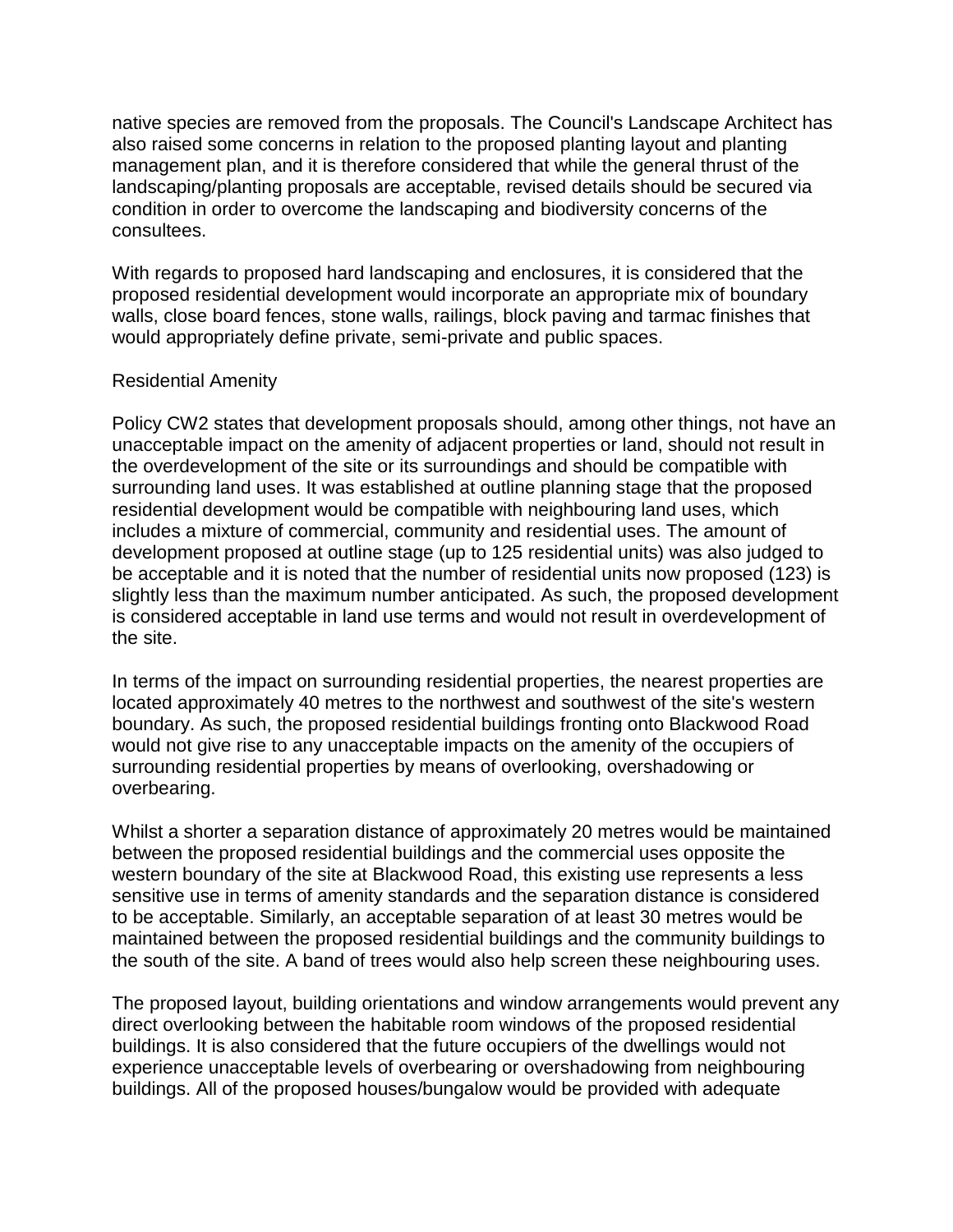native species are removed from the proposals. The Council's Landscape Architect has also raised some concerns in relation to the proposed planting layout and planting management plan, and it is therefore considered that while the general thrust of the landscaping/planting proposals are acceptable, revised details should be secured via condition in order to overcome the landscaping and biodiversity concerns of the consultees.

With regards to proposed hard landscaping and enclosures, it is considered that the proposed residential development would incorporate an appropriate mix of boundary walls, close board fences, stone walls, railings, block paving and tarmac finishes that would appropriately define private, semi-private and public spaces.

Residential Amenity

Policy CW2 states that development proposals should, among other things, not have an unacceptable impact on the amenity of adjacent properties or land, should not result in the overdevelopment of the site or its surroundings and should be compatible with surrounding land uses. It was established at outline planning stage that the proposed residential development would be compatible with neighbouring land uses, which includes a mixture of commercial, community and residential uses. The amount of development proposed at outline stage (up to 125 residential units) was also judged to be acceptable and it is noted that the number of residential units now proposed (123) is slightly less than the maximum number anticipated. As such, the proposed development is considered acceptable in land use terms and would not result in overdevelopment of the site.

In terms of the impact on surrounding residential properties, the nearest properties are located approximately 40 metres to the northwest and southwest of the site's western boundary. As such, the proposed residential buildings fronting onto Blackwood Road would not give rise to any unacceptable impacts on the amenity of the occupiers of surrounding residential properties by means of overlooking, overshadowing or overbearing.

Whilst a shorter a separation distance of approximately 20 metres would be maintained between the proposed residential buildings and the commercial uses opposite the western boundary of the site at Blackwood Road, this existing use represents a less sensitive use in terms of amenity standards and the separation distance is considered to be acceptable. Similarly, an acceptable separation of at least 30 metres would be maintained between the proposed residential buildings and the community buildings to the south of the site. A band of trees would also help screen these neighbouring uses.

The proposed layout, building orientations and window arrangements would prevent any direct overlooking between the habitable room windows of the proposed residential buildings. It is also considered that the future occupiers of the dwellings would not experience unacceptable levels of overbearing or overshadowing from neighbouring buildings. All of the proposed houses/bungalow would be provided with adequate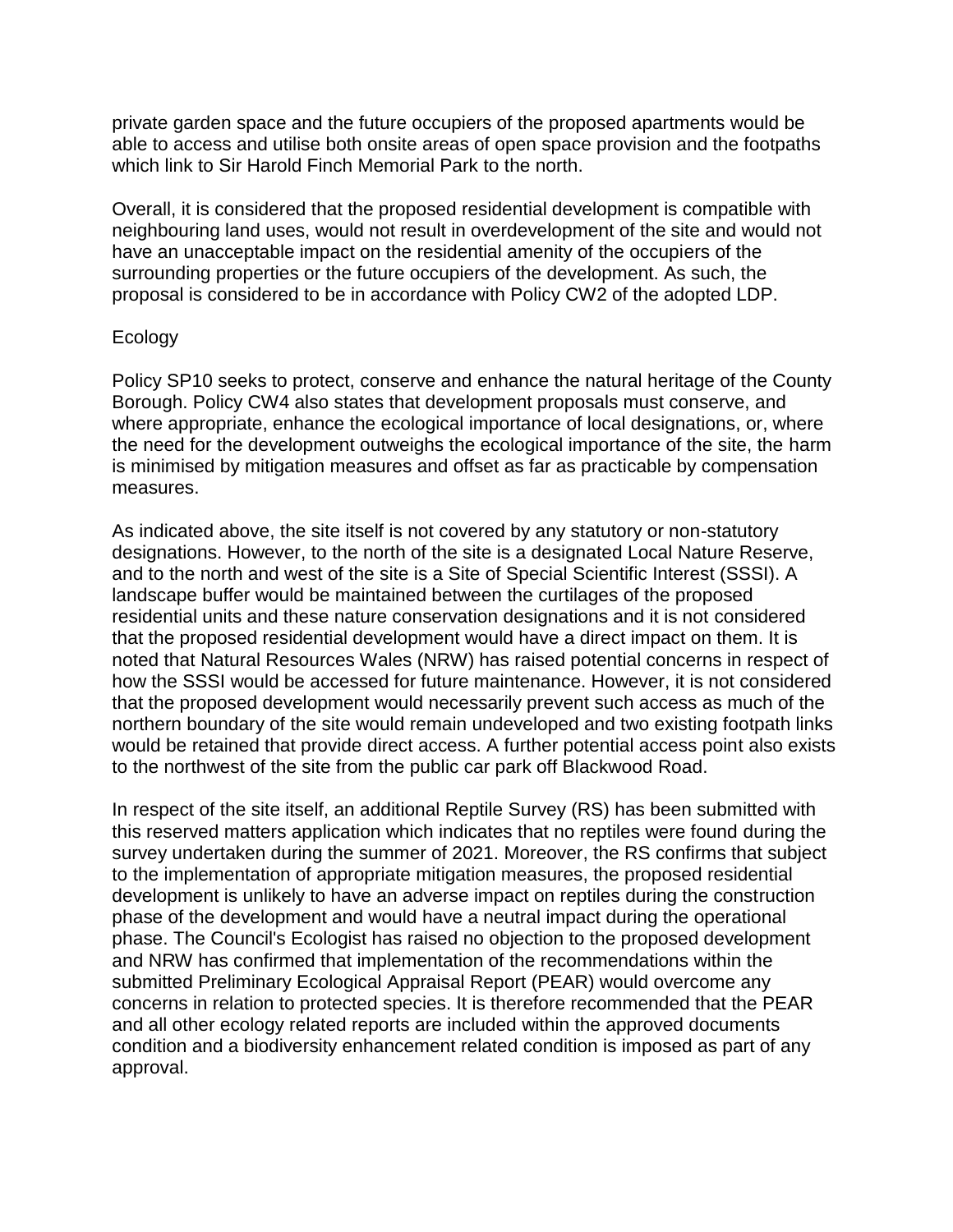private garden space and the future occupiers of the proposed apartments would be able to access and utilise both onsite areas of open space provision and the footpaths which link to Sir Harold Finch Memorial Park to the north.

Overall, it is considered that the proposed residential development is compatible with neighbouring land uses, would not result in overdevelopment of the site and would not have an unacceptable impact on the residential amenity of the occupiers of the surrounding properties or the future occupiers of the development. As such, the proposal is considered to be in accordance with Policy CW2 of the adopted LDP.

Ecology

Policy SP10 seeks to protect, conserve and enhance the natural heritage of the County Borough. Policy CW4 also states that development proposals must conserve, and where appropriate, enhance the ecological importance of local designations, or, where the need for the development outweighs the ecological importance of the site, the harm is minimised by mitigation measures and offset as far as practicable by compensation measures.

As indicated above, the site itself is not covered by any statutory or non-statutory designations. However, to the north of the site is a designated Local Nature Reserve, and to the north and west of the site is a Site of Special Scientific Interest (SSSI). A landscape buffer would be maintained between the curtilages of the proposed residential units and these nature conservation designations and it is not considered that the proposed residential development would have a direct impact on them. It is noted that Natural Resources Wales (NRW) has raised potential concerns in respect of how the SSSI would be accessed for future maintenance. However, it is not considered that the proposed development would necessarily prevent such access as much of the northern boundary of the site would remain undeveloped and two existing footpath links would be retained that provide direct access. A further potential access point also exists to the northwest of the site from the public car park off Blackwood Road.

In respect of the site itself, an additional Reptile Survey (RS) has been submitted with this reserved matters application which indicates that no reptiles were found during the survey undertaken during the summer of 2021. Moreover, the RS confirms that subject to the implementation of appropriate mitigation measures, the proposed residential development is unlikely to have an adverse impact on reptiles during the construction phase of the development and would have a neutral impact during the operational phase. The Council's Ecologist has raised no objection to the proposed development and NRW has confirmed that implementation of the recommendations within the submitted Preliminary Ecological Appraisal Report (PEAR) would overcome any concerns in relation to protected species. It is therefore recommended that the PEAR and all other ecology related reports are included within the approved documents condition and a biodiversity enhancement related condition is imposed as part of any approval.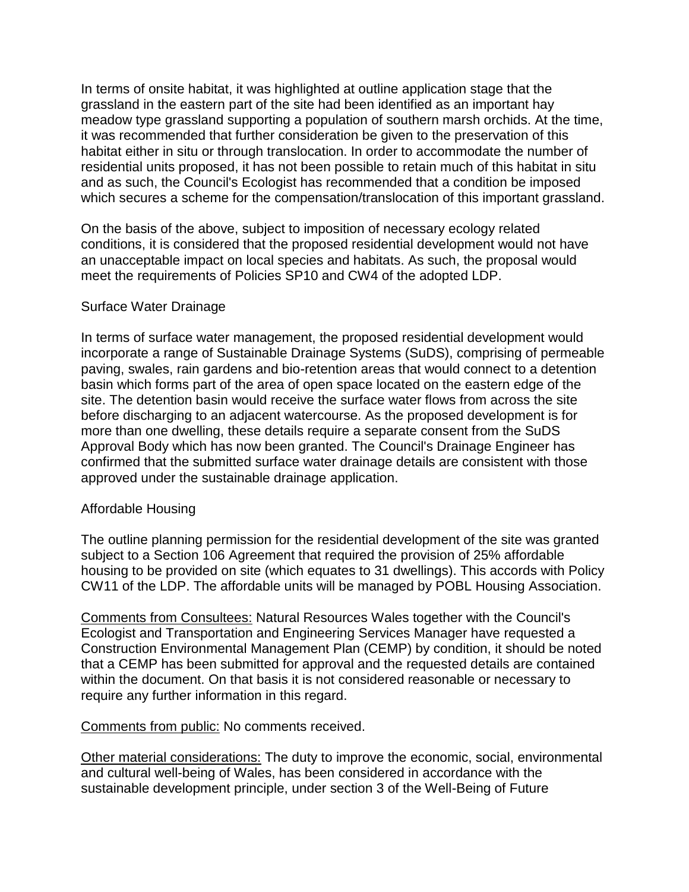In terms of onsite habitat, it was highlighted at outline application stage that the grassland in the eastern part of the site had been identified as an important hay meadow type grassland supporting a population of southern marsh orchids. At the time, it was recommended that further consideration be given to the preservation of this habitat either in situ or through translocation. In order to accommodate the number of residential units proposed, it has not been possible to retain much of this habitat in situ and as such, the Council's Ecologist has recommended that a condition be imposed which secures a scheme for the compensation/translocation of this important grassland.

On the basis of the above, subject to imposition of necessary ecology related conditions, it is considered that the proposed residential development would not have an unacceptable impact on local species and habitats. As such, the proposal would meet the requirements of Policies SP10 and CW4 of the adopted LDP.

Surface Water Drainage

In terms of surface water management, the proposed residential development would incorporate a range of Sustainable Drainage Systems (SuDS), comprising of permeable paving, swales, rain gardens and bio-retention areas that would connect to a detention basin which forms part of the area of open space located on the eastern edge of the site. The detention basin would receive the surface water flows from across the site before discharging to an adjacent watercourse. As the proposed development is for more than one dwelling, these details require a separate consent from the SuDS Approval Body which has now been granted. The Council's Drainage Engineer has confirmed that the submitted surface water drainage details are consistent with those approved under the sustainable drainage application.

Affordable Housing

The outline planning permission for the residential development of the site was granted subject to a Section 106 Agreement that required the provision of 25% affordable housing to be provided on site (which equates to 31 dwellings). This accords with Policy CW11 of the LDP. The affordable units will be managed by POBL Housing Association.

<u>Comments from Consultees:</u> Natural Resources Wales together with the Council's Ecologist and Transportation and Engineering Services Manager have requested a Construction Environmental Management Plan (CEMP) by condition, it should be noted that a CEMP has been submitted for approval and the requested details are contained within the document. On that basis it is not considered reasonable or necessary to require any further information in this regard.

<u>Comments from public:</u> No comments received.

<u>Other material considerations:</u> The duty to improve the economic, social, environmental and cultural well-being of Wales, has been considered in accordance with the sustainable development principle, under section 3 of the Well-Being of Future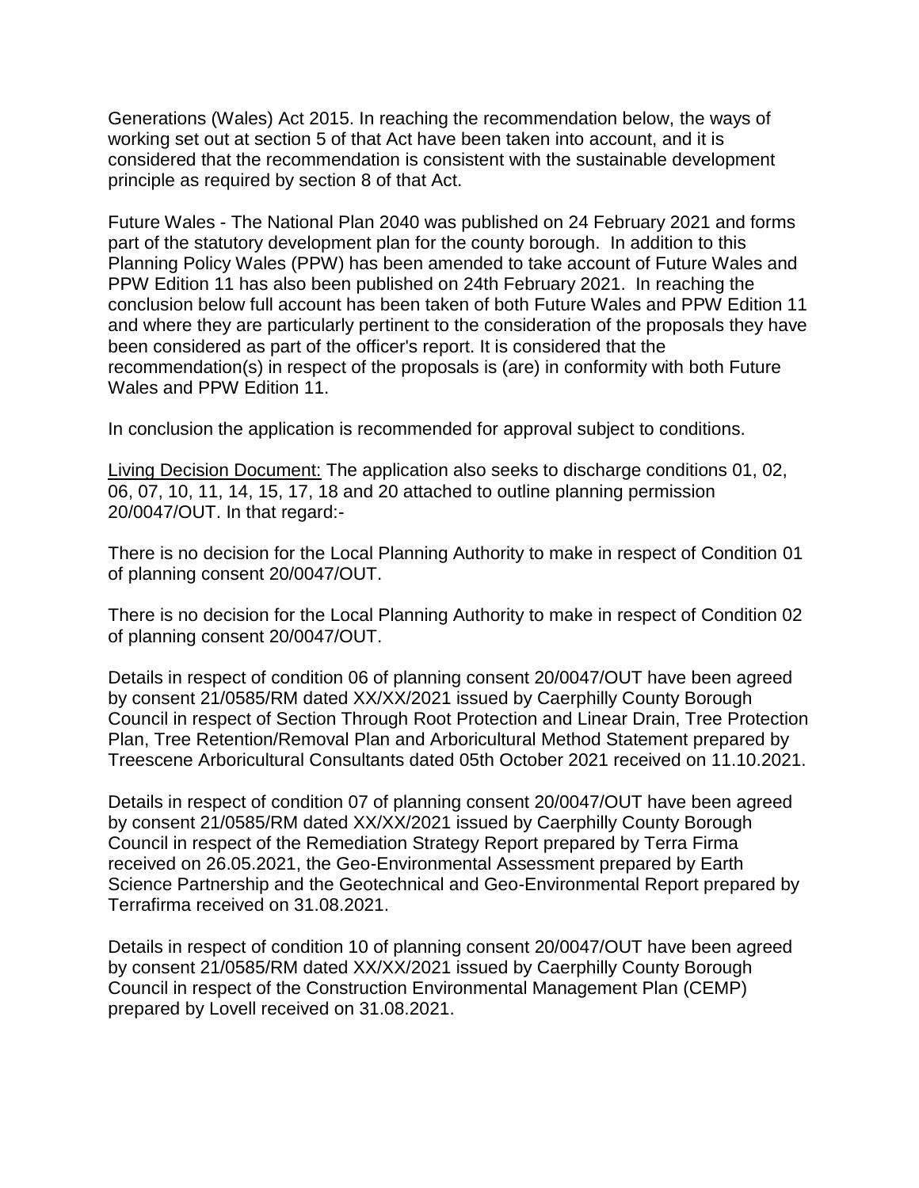Generations (Wales) Act 2015. In reaching the recommendation below, the ways of working set out at section 5 of that Act have been taken into account, and it is considered that the recommendation is consistent with the sustainable development principle as required by section 8 of that Act.

Future Wales - The National Plan 2040 was published on 24 February 2021 and forms part of the statutory development plan for the county borough. In addition to this Planning Policy Wales (PPW) has been amended to take account of Future Wales and PPW Edition 11 has also been published on 24th February 2021. In reaching the conclusion below full account has been taken of both Future Wales and PPW Edition 11 and where they are particularly pertinent to the consideration of the proposals they have been considered as part of the officer's report. It is considered that the recommendation(s) in respect of the proposals is (are) in conformity with both Future Wales and PPW Edition 11.

In conclusion the application is recommended for approval subject to conditions.

Living Decision Document: The application also seeks to discharge conditions 01, 02, 06, 07, 10, 11, 14, 15, 17, 18 and 20 attached to outline planning permission 20/0047/OUT. In that regard:-

There is no decision for the Local Planning Authority to make in respect of Condition 01 of planning consent 20/0047/OUT.

There is no decision for the Local Planning Authority to make in respect of Condition 02 of planning consent 20/0047/OUT.

Details in respect of condition 06 of planning consent 20/0047/OUT have been agreed by consent 21/0585/RM dated XX/XX/2021 issued by Caerphilly County Borough Council in respect of Section Through Root Protection and Linear Drain, Tree Protection Plan, Tree Retention/Removal Plan and Arboricultural Method Statement prepared by Treescene Arboricultural Consultants dated 05th October 2021 received on 11.10.2021.

Details in respect of condition 07 of planning consent 20/0047/OUT have been agreed by consent 21/0585/RM dated XX/XX/2021 issued by Caerphilly County Borough Council in respect of the Remediation Strategy Report prepared by Terra Firma received on 26.05.2021, the Geo-Environmental Assessment prepared by Earth Science Partnership and the Geotechnical and Geo-Environmental Report prepared by Terrafirma received on 31.08.2021.

Details in respect of condition 10 of planning consent 20/0047/OUT have been agreed by consent 21/0585/RM dated XX/XX/2021 issued by Caerphilly County Borough Council in respect of the Construction Environmental Management Plan (CEMP) prepared by Lovell received on 31.08.2021.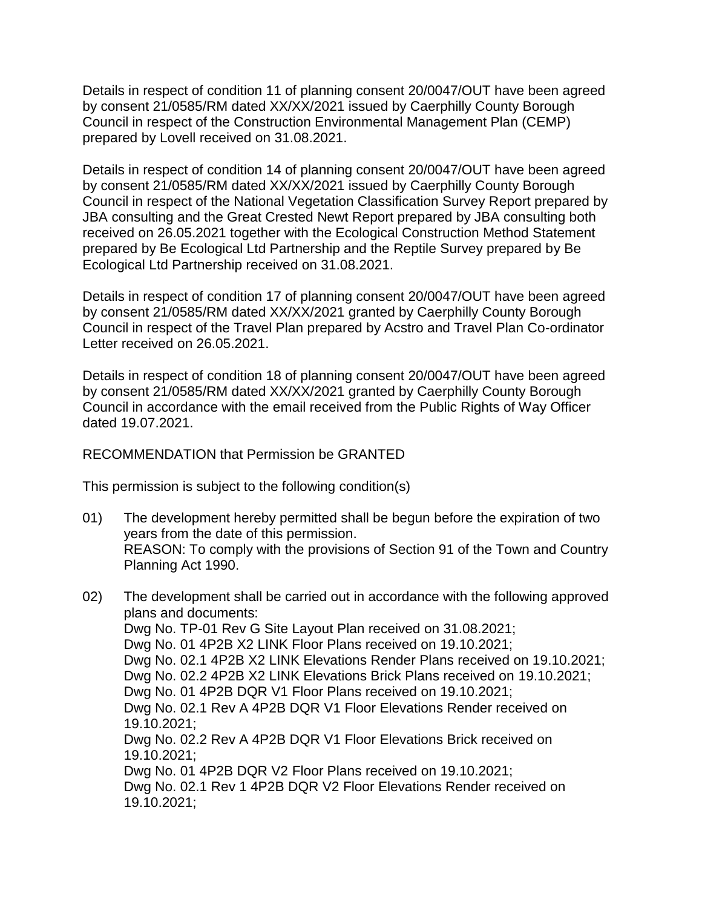Details in respect of condition 11 of planning consent 20/0047/OUT have been agreed by consent 21/0585/RM dated XX/XX/2021 issued by Caerphilly County Borough Council in respect of the Construction Environmental Management Plan (CEMP) prepared by Lovell received on 31.08.2021.

Details in respect of condition 14 of planning consent 20/0047/OUT have been agreed by consent 21/0585/RM dated XX/XX/2021 issued by Caerphilly County Borough Council in respect of the National Vegetation Classification Survey Report prepared by JBA consulting and the Great Crested Newt Report prepared by JBA consulting both received on 26.05.2021 together with the Ecological Construction Method Statement prepared by Be Ecological Ltd Partnership and the Reptile Survey prepared by Be Ecological Ltd Partnership received on 31.08.2021.

Details in respect of condition 17 of planning consent 20/0047/OUT have been agreed by consent 21/0585/RM dated XX/XX/2021 granted by Caerphilly County Borough Council in respect of the Travel Plan prepared by Acstro and Travel Plan Co-ordinator Letter received on 26.05.2021.

Details in respect of condition 18 of planning consent 20/0047/OUT have been agreed by consent 21/0585/RM dated XX/XX/2021 granted by Caerphilly County Borough Council in accordance with the email received from the Public Rights of Way Officer dated 19.07.2021.

RECOMMENDATION that Permission be GRANTED

This permission is subject to the following condition(s)

01) The development hereby permitted shall be begun before the expiration of two years from the date of this permission.
REASON: To comply with the provisions of Section 91 of the Town and Country Planning Act 1990.

02) The development shall be carried out in accordance with the following approved plans and documents:
Dwg No. TP-01 Rev G Site Layout Plan received on 31.08.2021;
Dwg No. 01 4P2B X2 LINK Floor Plans received on 19.10.2021;
Dwg No. 02.1 4P2B X2 LINK Elevations Render Plans received on 19.10.2021;
Dwg No. 02.2 4P2B X2 LINK Elevations Brick Plans received on 19.10.2021;
Dwg No. 01 4P2B DQR V1 Floor Plans received on 19.10.2021;
Dwg No. 02.1 Rev A 4P2B DQR V1 Floor Elevations Render received on 19.10.2021;
Dwg No. 02.2 Rev A 4P2B DQR V1 Floor Elevations Brick received on 19.10.2021;
Dwg No. 01 4P2B DQR V2 Floor Plans received on 19.10.2021;
Dwg No. 02.1 Rev 1 4P2B DQR V2 Floor Elevations Render received on 19.10.2021;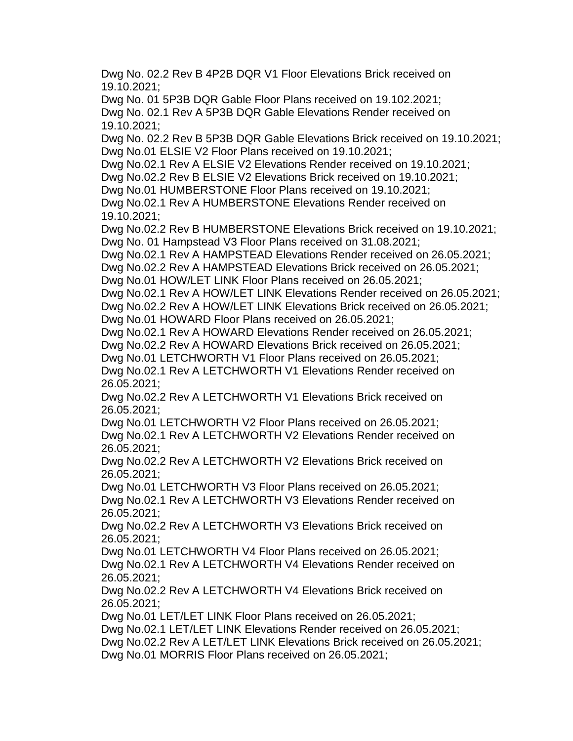Dwg No. 02.2 Rev B 4P2B DQR V1 Floor Elevations Brick received on 19.10.2021;
Dwg No. 01 5P3B DQR Gable Floor Plans received on 19.102.2021;
Dwg No. 02.1 Rev A 5P3B DQR Gable Elevations Render received on 19.10.2021;
Dwg No. 02.2 Rev B 5P3B DQR Gable Elevations Brick received on 19.10.2021;
Dwg No.01 ELSIE V2 Floor Plans received on 19.10.2021;
Dwg No.02.1 Rev A ELSIE V2 Elevations Render received on 19.10.2021;
Dwg No.02.2 Rev B ELSIE V2 Elevations Brick received on 19.10.2021;
Dwg No.01 HUMBERSTONE Floor Plans received on 19.10.2021;
Dwg No.02.1 Rev A HUMBERSTONE Elevations Render received on 19.10.2021;
Dwg No.02.2 Rev B HUMBERSTONE Elevations Brick received on 19.10.2021;
Dwg No. 01 Hampstead V3 Floor Plans received on 31.08.2021;
Dwg No.02.1 Rev A HAMPSTEAD Elevations Render received on 26.05.2021;
Dwg No.02.2 Rev A HAMPSTEAD Elevations Brick received on 26.05.2021;
Dwg No.01 HOW/LET LINK Floor Plans received on 26.05.2021;
Dwg No.02.1 Rev A HOW/LET LINK Elevations Render received on 26.05.2021;
Dwg No.02.2 Rev A HOW/LET LINK Elevations Brick received on 26.05.2021;
Dwg No.01 HOWARD Floor Plans received on 26.05.2021;
Dwg No.02.1 Rev A HOWARD Elevations Render received on 26.05.2021;
Dwg No.02.2 Rev A HOWARD Elevations Brick received on 26.05.2021;
Dwg No.01 LETCHWORTH V1 Floor Plans received on 26.05.2021;
Dwg No.02.1 Rev A LETCHWORTH V1 Elevations Render received on 26.05.2021;
Dwg No.02.2 Rev A LETCHWORTH V1 Elevations Brick received on 26.05.2021;
Dwg No.01 LETCHWORTH V2 Floor Plans received on 26.05.2021;
Dwg No.02.1 Rev A LETCHWORTH V2 Elevations Render received on 26.05.2021;
Dwg No.02.2 Rev A LETCHWORTH V2 Elevations Brick received on 26.05.2021;
Dwg No.01 LETCHWORTH V3 Floor Plans received on 26.05.2021;
Dwg No.02.1 Rev A LETCHWORTH V3 Elevations Render received on 26.05.2021;
Dwg No.02.2 Rev A LETCHWORTH V3 Elevations Brick received on 26.05.2021;
Dwg No.01 LETCHWORTH V4 Floor Plans received on 26.05.2021;
Dwg No.02.1 Rev A LETCHWORTH V4 Elevations Render received on 26.05.2021;
Dwg No.02.2 Rev A LETCHWORTH V4 Elevations Brick received on 26.05.2021;
Dwg No.01 LET/LET LINK Floor Plans received on 26.05.2021;
Dwg No.02.1 LET/LET LINK Elevations Render received on 26.05.2021;
Dwg No.02.2 Rev A LET/LET LINK Elevations Brick received on 26.05.2021;
Dwg No.01 MORRIS Floor Plans received on 26.05.2021;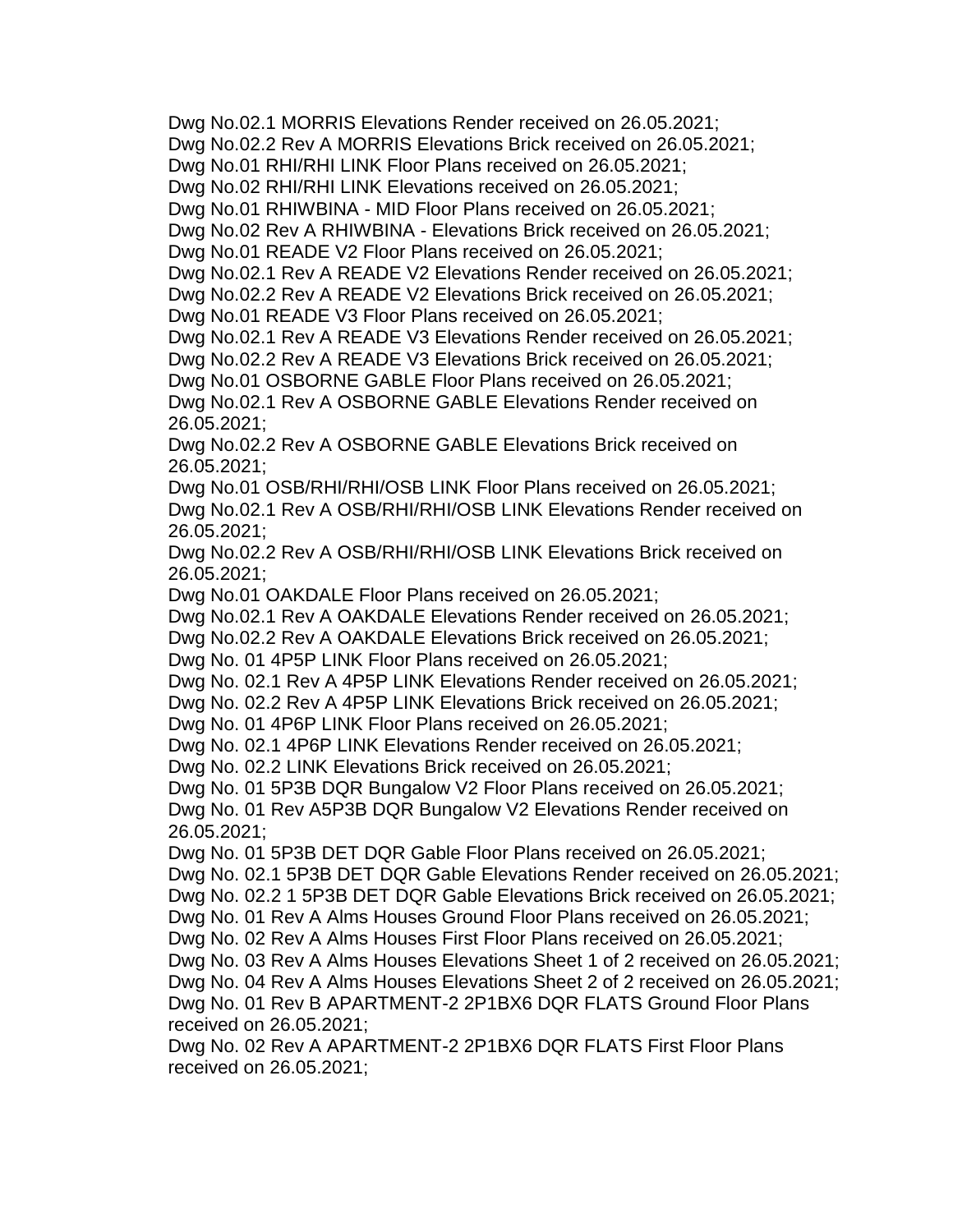Dwg No.02.1 MORRIS Elevations Render received on 26.05.2021;
Dwg No.02.2 Rev A MORRIS Elevations Brick received on 26.05.2021;
Dwg No.01 RHI/RHI LINK Floor Plans received on 26.05.2021;
Dwg No.02 RHI/RHI LINK Elevations received on 26.05.2021;
Dwg No.01 RHIWBINA - MID Floor Plans received on 26.05.2021;
Dwg No.02 Rev A RHIWBINA - Elevations Brick received on 26.05.2021;
Dwg No.01 READE V2 Floor Plans received on 26.05.2021;
Dwg No.02.1 Rev A READE V2 Elevations Render received on 26.05.2021;
Dwg No.02.2 Rev A READE V2 Elevations Brick received on 26.05.2021;
Dwg No.01 READE V3 Floor Plans received on 26.05.2021;
Dwg No.02.1 Rev A READE V3 Elevations Render received on 26.05.2021;
Dwg No.02.2 Rev A READE V3 Elevations Brick received on 26.05.2021;
Dwg No.01 OSBORNE GABLE Floor Plans received on 26.05.2021;
Dwg No.02.1 Rev A OSBORNE GABLE Elevations Render received on 26.05.2021;
Dwg No.02.2 Rev A OSBORNE GABLE Elevations Brick received on 26.05.2021;
Dwg No.01 OSB/RHI/RHI/OSB LINK Floor Plans received on 26.05.2021;
Dwg No.02.1 Rev A OSB/RHI/RHI/OSB LINK Elevations Render received on 26.05.2021;
Dwg No.02.2 Rev A OSB/RHI/RHI/OSB LINK Elevations Brick received on 26.05.2021;
Dwg No.01 OAKDALE Floor Plans received on 26.05.2021;
Dwg No.02.1 Rev A OAKDALE Elevations Render received on 26.05.2021;
Dwg No.02.2 Rev A OAKDALE Elevations Brick received on 26.05.2021;
Dwg No. 01 4P5P LINK Floor Plans received on 26.05.2021;
Dwg No. 02.1 Rev A 4P5P LINK Elevations Render received on 26.05.2021;
Dwg No. 02.2 Rev A 4P5P LINK Elevations Brick received on 26.05.2021;
Dwg No. 01 4P6P LINK Floor Plans received on 26.05.2021;
Dwg No. 02.1 4P6P LINK Elevations Render received on 26.05.2021;
Dwg No. 02.2 LINK Elevations Brick received on 26.05.2021;
Dwg No. 01 5P3B DQR Bungalow V2 Floor Plans received on 26.05.2021;
Dwg No. 01 Rev A5P3B DQR Bungalow V2 Elevations Render received on 26.05.2021;
Dwg No. 01 5P3B DET DQR Gable Floor Plans received on 26.05.2021;
Dwg No. 02.1 5P3B DET DQR Gable Elevations Render received on 26.05.2021;
Dwg No. 02.2 1 5P3B DET DQR Gable Elevations Brick received on 26.05.2021;
Dwg No. 01 Rev A Alms Houses Ground Floor Plans received on 26.05.2021;
Dwg No. 02 Rev A Alms Houses First Floor Plans received on 26.05.2021;
Dwg No. 03 Rev A Alms Houses Elevations Sheet 1 of 2 received on 26.05.2021;
Dwg No. 04 Rev A Alms Houses Elevations Sheet 2 of 2 received on 26.05.2021;
Dwg No. 01 Rev B APARTMENT-2 2P1BX6 DQR FLATS Ground Floor Plans received on 26.05.2021;
Dwg No. 02 Rev A APARTMENT-2 2P1BX6 DQR FLATS First Floor Plans received on 26.05.2021;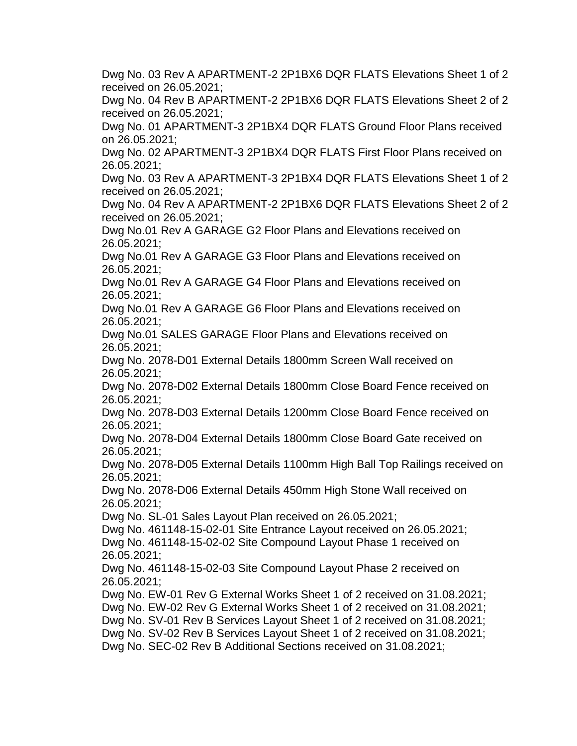Dwg No. 03 Rev A APARTMENT-2 2P1BX6 DQR FLATS Elevations Sheet 1 of 2 received on 26.05.2021;
Dwg No. 04 Rev B APARTMENT-2 2P1BX6 DQR FLATS Elevations Sheet 2 of 2 received on 26.05.2021;
Dwg No. 01 APARTMENT-3 2P1BX4 DQR FLATS Ground Floor Plans received on 26.05.2021;
Dwg No. 02 APARTMENT-3 2P1BX4 DQR FLATS First Floor Plans received on 26.05.2021;
Dwg No. 03 Rev A APARTMENT-3 2P1BX4 DQR FLATS Elevations Sheet 1 of 2 received on 26.05.2021;
Dwg No. 04 Rev A APARTMENT-2 2P1BX6 DQR FLATS Elevations Sheet 2 of 2 received on 26.05.2021;
Dwg No.01 Rev A GARAGE G2 Floor Plans and Elevations received on 26.05.2021;
Dwg No.01 Rev A GARAGE G3 Floor Plans and Elevations received on 26.05.2021;
Dwg No.01 Rev A GARAGE G4 Floor Plans and Elevations received on 26.05.2021;
Dwg No.01 Rev A GARAGE G6 Floor Plans and Elevations received on 26.05.2021;
Dwg No.01 SALES GARAGE Floor Plans and Elevations received on 26.05.2021;
Dwg No. 2078-D01 External Details 1800mm Screen Wall received on 26.05.2021;
Dwg No. 2078-D02 External Details 1800mm Close Board Fence received on 26.05.2021;
Dwg No. 2078-D03 External Details 1200mm Close Board Fence received on 26.05.2021;
Dwg No. 2078-D04 External Details 1800mm Close Board Gate received on 26.05.2021;
Dwg No. 2078-D05 External Details 1100mm High Ball Top Railings received on 26.05.2021;
Dwg No. 2078-D06 External Details 450mm High Stone Wall received on 26.05.2021;
Dwg No. SL-01 Sales Layout Plan received on 26.05.2021;
Dwg No. 461148-15-02-01 Site Entrance Layout received on 26.05.2021;
Dwg No. 461148-15-02-02 Site Compound Layout Phase 1 received on 26.05.2021;
Dwg No. 461148-15-02-03 Site Compound Layout Phase 2 received on 26.05.2021;
Dwg No. EW-01 Rev G External Works Sheet 1 of 2 received on 31.08.2021;
Dwg No. EW-02 Rev G External Works Sheet 1 of 2 received on 31.08.2021;
Dwg No. SV-01 Rev B Services Layout Sheet 1 of 2 received on 31.08.2021;
Dwg No. SV-02 Rev B Services Layout Sheet 1 of 2 received on 31.08.2021;
Dwg No. SEC-02 Rev B Additional Sections received on 31.08.2021;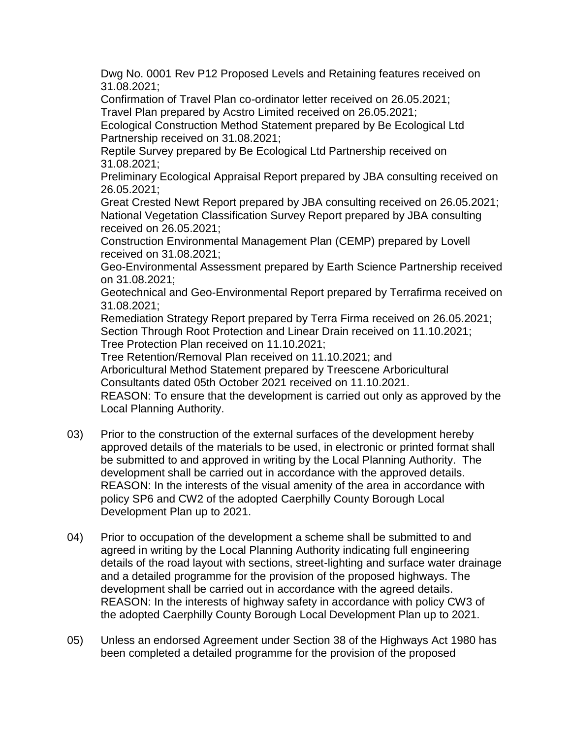Dwg No. 0001 Rev P12 Proposed Levels and Retaining features received on 31.08.2021;
Confirmation of Travel Plan co-ordinator letter received on 26.05.2021;
Travel Plan prepared by Acstro Limited received on 26.05.2021;
Ecological Construction Method Statement prepared by Be Ecological Ltd Partnership received on 31.08.2021;
Reptile Survey prepared by Be Ecological Ltd Partnership received on 31.08.2021;
Preliminary Ecological Appraisal Report prepared by JBA consulting received on 26.05.2021;
Great Crested Newt Report prepared by JBA consulting received on 26.05.2021;
National Vegetation Classification Survey Report prepared by JBA consulting received on 26.05.2021;
Construction Environmental Management Plan (CEMP) prepared by Lovell received on 31.08.2021;
Geo-Environmental Assessment prepared by Earth Science Partnership received on 31.08.2021;
Geotechnical and Geo-Environmental Report prepared by Terrafirma received on 31.08.2021;
Remediation Strategy Report prepared by Terra Firma received on 26.05.2021;
Section Through Root Protection and Linear Drain received on 11.10.2021;
Tree Protection Plan received on 11.10.2021;
Tree Retention/Removal Plan received on 11.10.2021; and
Arboricultural Method Statement prepared by Treescene Arboricultural Consultants dated 05th October 2021 received on 11.10.2021.
REASON: To ensure that the development is carried out only as approved by the Local Planning Authority.

03) Prior to the construction of the external surfaces of the development hereby approved details of the materials to be used, in electronic or printed format shall be submitted to and approved in writing by the Local Planning Authority. The development shall be carried out in accordance with the approved details.
REASON: In the interests of the visual amenity of the area in accordance with policy SP6 and CW2 of the adopted Caerphilly County Borough Local Development Plan up to 2021.

04) Prior to occupation of the development a scheme shall be submitted to and agreed in writing by the Local Planning Authority indicating full engineering details of the road layout with sections, street-lighting and surface water drainage and a detailed programme for the provision of the proposed highways. The development shall be carried out in accordance with the agreed details.
REASON: In the interests of highway safety in accordance with policy CW3 of the adopted Caerphilly County Borough Local Development Plan up to 2021.

05) Unless an endorsed Agreement under Section 38 of the Highways Act 1980 has been completed a detailed programme for the provision of the proposed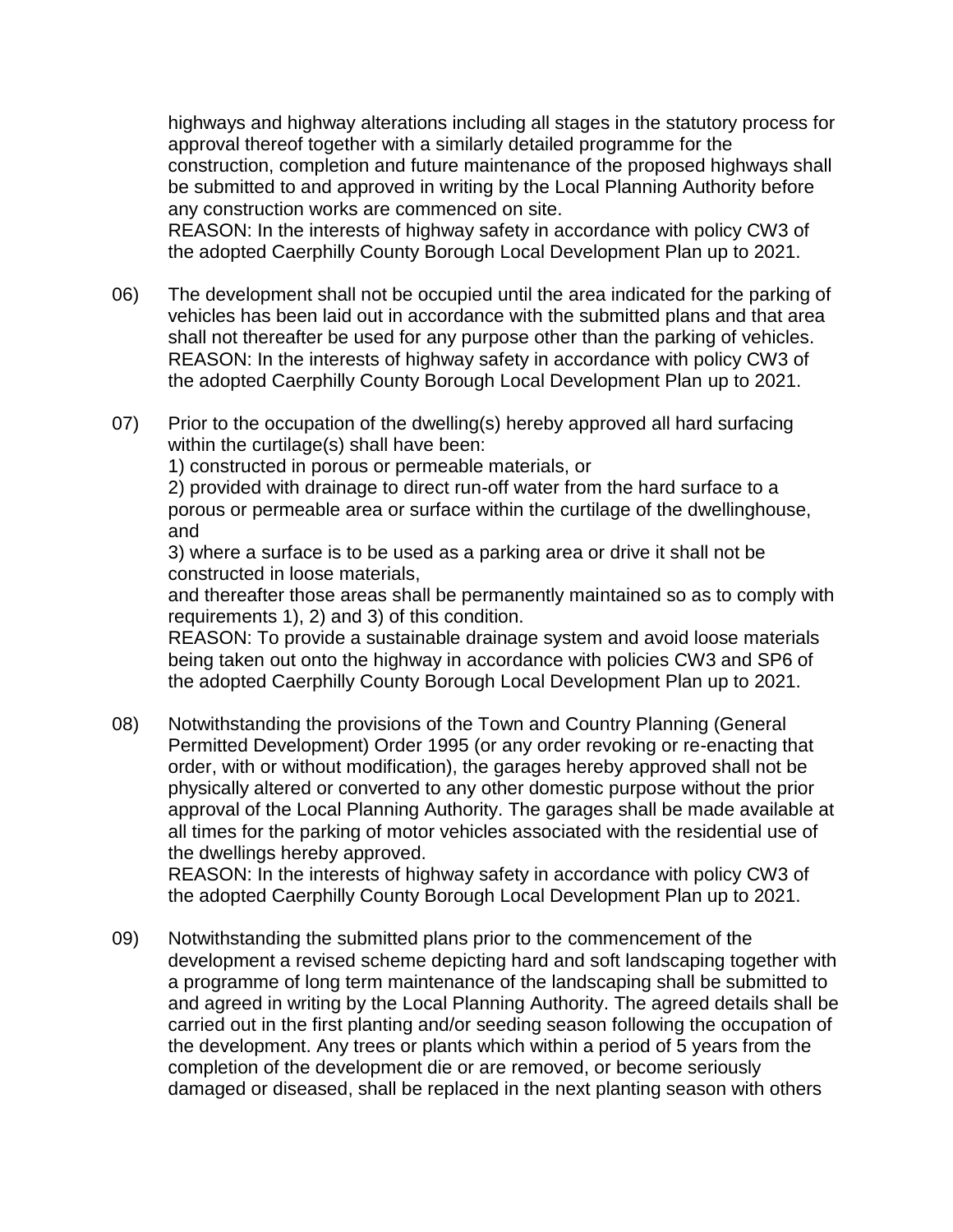highways and highway alterations including all stages in the statutory process for approval thereof together with a similarly detailed programme for the construction, completion and future maintenance of the proposed highways shall be submitted to and approved in writing by the Local Planning Authority before any construction works are commenced on site.
REASON: In the interests of highway safety in accordance with policy CW3 of the adopted Caerphilly County Borough Local Development Plan up to 2021.

06) The development shall not be occupied until the area indicated for the parking of vehicles has been laid out in accordance with the submitted plans and that area shall not thereafter be used for any purpose other than the parking of vehicles.
REASON: In the interests of highway safety in accordance with policy CW3 of the adopted Caerphilly County Borough Local Development Plan up to 2021.

07) Prior to the occupation of the dwelling(s) hereby approved all hard surfacing within the curtilage(s) shall have been:
1) constructed in porous or permeable materials, or
2) provided with drainage to direct run-off water from the hard surface to a porous or permeable area or surface within the curtilage of the dwellinghouse, and
3) where a surface is to be used as a parking area or drive it shall not be constructed in loose materials,
and thereafter those areas shall be permanently maintained so as to comply with requirements 1), 2) and 3) of this condition.
REASON: To provide a sustainable drainage system and avoid loose materials being taken out onto the highway in accordance with policies CW3 and SP6 of the adopted Caerphilly County Borough Local Development Plan up to 2021.

08) Notwithstanding the provisions of the Town and Country Planning (General Permitted Development) Order 1995 (or any order revoking or re-enacting that order, with or without modification), the garages hereby approved shall not be physically altered or converted to any other domestic purpose without the prior approval of the Local Planning Authority. The garages shall be made available at all times for the parking of motor vehicles associated with the residential use of the dwellings hereby approved.
REASON: In the interests of highway safety in accordance with policy CW3 of the adopted Caerphilly County Borough Local Development Plan up to 2021.

09) Notwithstanding the submitted plans prior to the commencement of the development a revised scheme depicting hard and soft landscaping together with a programme of long term maintenance of the landscaping shall be submitted to and agreed in writing by the Local Planning Authority. The agreed details shall be carried out in the first planting and/or seeding season following the occupation of the development. Any trees or plants which within a period of 5 years from the completion of the development die or are removed, or become seriously damaged or diseased, shall be replaced in the next planting season with others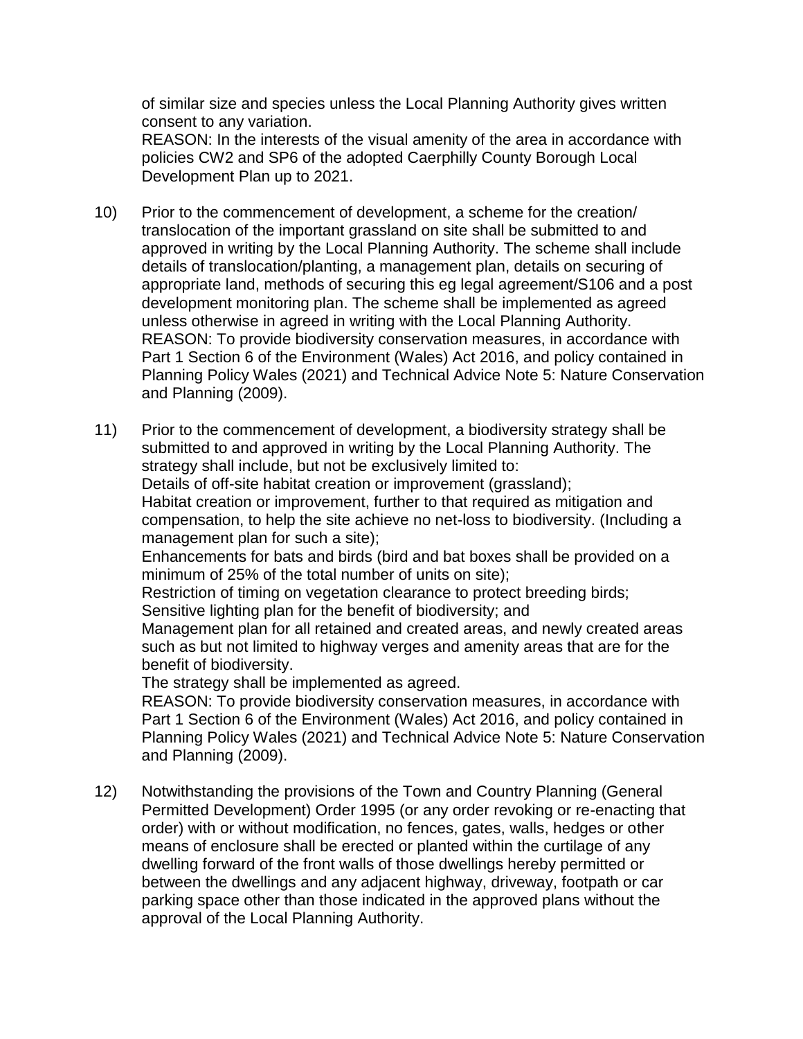of similar size and species unless the Local Planning Authority gives written consent to any variation.
REASON: In the interests of the visual amenity of the area in accordance with policies CW2 and SP6 of the adopted Caerphilly County Borough Local Development Plan up to 2021.

10) Prior to the commencement of development, a scheme for the creation/ translocation of the important grassland on site shall be submitted to and approved in writing by the Local Planning Authority. The scheme shall include details of translocation/planting, a management plan, details on securing of appropriate land, methods of securing this eg legal agreement/S106 and a post development monitoring plan. The scheme shall be implemented as agreed unless otherwise in agreed in writing with the Local Planning Authority.
REASON: To provide biodiversity conservation measures, in accordance with Part 1 Section 6 of the Environment (Wales) Act 2016, and policy contained in Planning Policy Wales (2021) and Technical Advice Note 5: Nature Conservation and Planning (2009).

11) Prior to the commencement of development, a biodiversity strategy shall be submitted to and approved in writing by the Local Planning Authority. The strategy shall include, but not be exclusively limited to:
Details of off-site habitat creation or improvement (grassland);
Habitat creation or improvement, further to that required as mitigation and compensation, to help the site achieve no net-loss to biodiversity. (Including a management plan for such a site);
Enhancements for bats and birds (bird and bat boxes shall be provided on a minimum of 25% of the total number of units on site);
Restriction of timing on vegetation clearance to protect breeding birds;
Sensitive lighting plan for the benefit of biodiversity; and
Management plan for all retained and created areas, and newly created areas such as but not limited to highway verges and amenity areas that are for the benefit of biodiversity.
The strategy shall be implemented as agreed.
REASON: To provide biodiversity conservation measures, in accordance with Part 1 Section 6 of the Environment (Wales) Act 2016, and policy contained in Planning Policy Wales (2021) and Technical Advice Note 5: Nature Conservation and Planning (2009).

12) Notwithstanding the provisions of the Town and Country Planning (General Permitted Development) Order 1995 (or any order revoking or re-enacting that order) with or without modification, no fences, gates, walls, hedges or other means of enclosure shall be erected or planted within the curtilage of any dwelling forward of the front walls of those dwellings hereby permitted or between the dwellings and any adjacent highway, driveway, footpath or car parking space other than those indicated in the approved plans without the approval of the Local Planning Authority.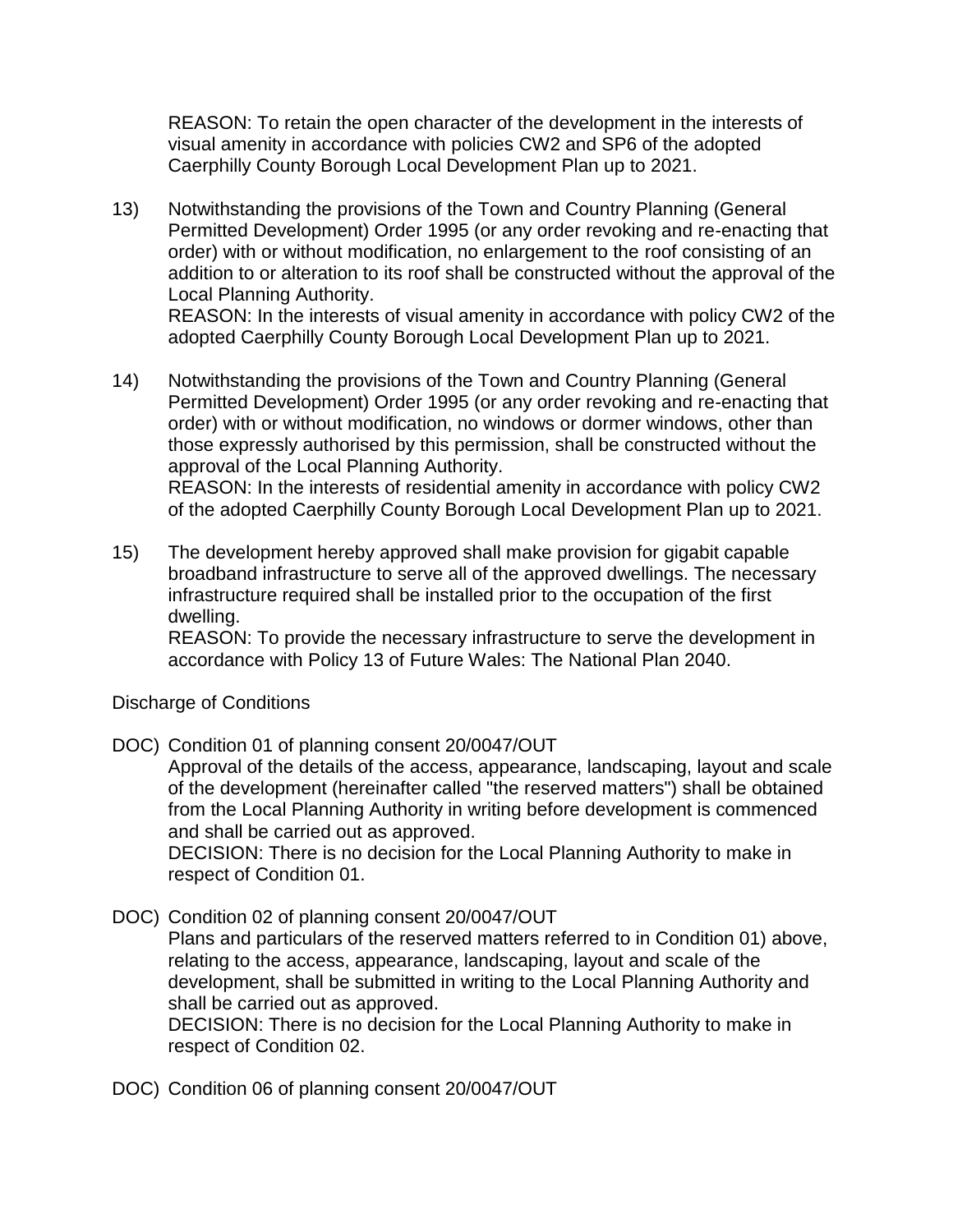REASON: To retain the open character of the development in the interests of visual amenity in accordance with policies CW2 and SP6 of the adopted Caerphilly County Borough Local Development Plan up to 2021.

13) Notwithstanding the provisions of the Town and Country Planning (General Permitted Development) Order 1995 (or any order revoking and re-enacting that order) with or without modification, no enlargement to the roof consisting of an addition to or alteration to its roof shall be constructed without the approval of the Local Planning Authority.
REASON: In the interests of visual amenity in accordance with policy CW2 of the adopted Caerphilly County Borough Local Development Plan up to 2021.

14) Notwithstanding the provisions of the Town and Country Planning (General Permitted Development) Order 1995 (or any order revoking and re-enacting that order) with or without modification, no windows or dormer windows, other than those expressly authorised by this permission, shall be constructed without the approval of the Local Planning Authority.
REASON: In the interests of residential amenity in accordance with policy CW2 of the adopted Caerphilly County Borough Local Development Plan up to 2021.

15) The development hereby approved shall make provision for gigabit capable broadband infrastructure to serve all of the approved dwellings. The necessary infrastructure required shall be installed prior to the occupation of the first dwelling.
REASON: To provide the necessary infrastructure to serve the development in accordance with Policy 13 of Future Wales: The National Plan 2040.

Discharge of Conditions

DOC) Condition 01 of planning consent 20/0047/OUT
Approval of the details of the access, appearance, landscaping, layout and scale of the development (hereinafter called "the reserved matters") shall be obtained from the Local Planning Authority in writing before development is commenced and shall be carried out as approved.
DECISION: There is no decision for the Local Planning Authority to make in respect of Condition 01.

DOC) Condition 02 of planning consent 20/0047/OUT
Plans and particulars of the reserved matters referred to in Condition 01) above, relating to the access, appearance, landscaping, layout and scale of the development, shall be submitted in writing to the Local Planning Authority and shall be carried out as approved.
DECISION: There is no decision for the Local Planning Authority to make in respect of Condition 02.

DOC) Condition 06 of planning consent 20/0047/OUT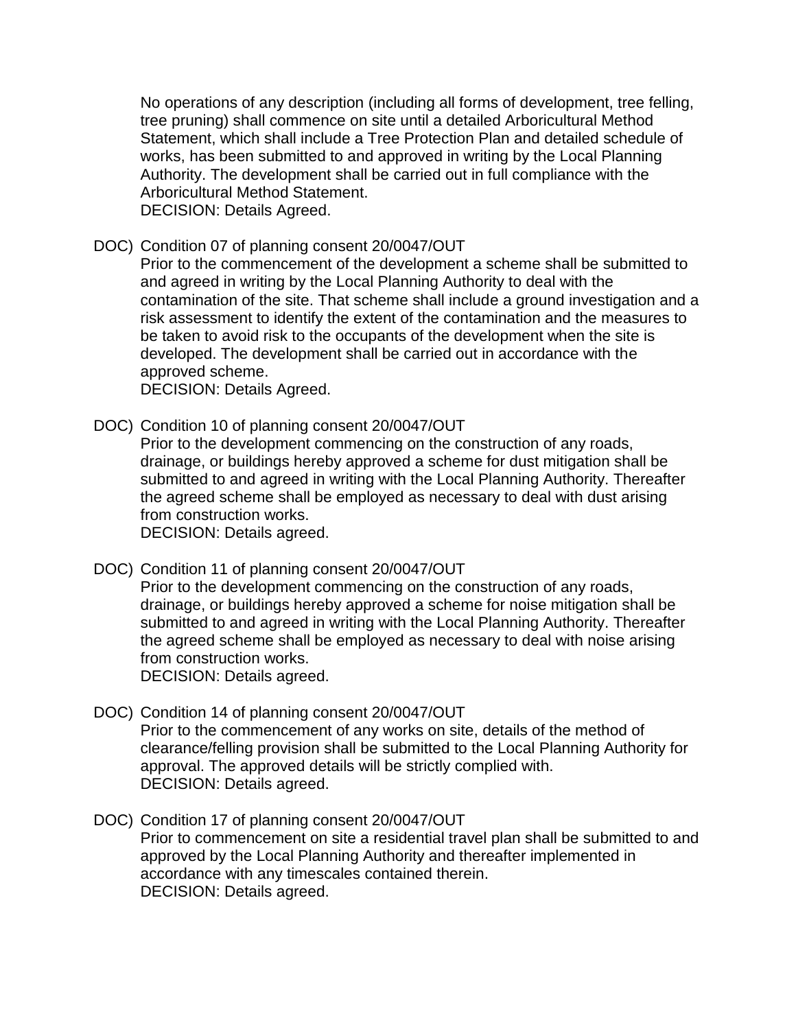No operations of any description (including all forms of development, tree felling, tree pruning) shall commence on site until a detailed Arboricultural Method Statement, which shall include a Tree Protection Plan and detailed schedule of works, has been submitted to and approved in writing by the Local Planning Authority. The development shall be carried out in full compliance with the Arboricultural Method Statement.
DECISION: Details Agreed.

DOC) Condition 07 of planning consent 20/0047/OUT
Prior to the commencement of the development a scheme shall be submitted to and agreed in writing by the Local Planning Authority to deal with the contamination of the site. That scheme shall include a ground investigation and a risk assessment to identify the extent of the contamination and the measures to be taken to avoid risk to the occupants of the development when the site is developed. The development shall be carried out in accordance with the approved scheme.
DECISION: Details Agreed.

DOC) Condition 10 of planning consent 20/0047/OUT
Prior to the development commencing on the construction of any roads, drainage, or buildings hereby approved a scheme for dust mitigation shall be submitted to and agreed in writing with the Local Planning Authority. Thereafter the agreed scheme shall be employed as necessary to deal with dust arising from construction works.
DECISION: Details agreed.

DOC) Condition 11 of planning consent 20/0047/OUT
Prior to the development commencing on the construction of any roads, drainage, or buildings hereby approved a scheme for noise mitigation shall be submitted to and agreed in writing with the Local Planning Authority. Thereafter the agreed scheme shall be employed as necessary to deal with noise arising from construction works.
DECISION: Details agreed.

DOC) Condition 14 of planning consent 20/0047/OUT
Prior to the commencement of any works on site, details of the method of clearance/felling provision shall be submitted to the Local Planning Authority for approval. The approved details will be strictly complied with.
DECISION: Details agreed.

DOC) Condition 17 of planning consent 20/0047/OUT
Prior to commencement on site a residential travel plan shall be submitted to and approved by the Local Planning Authority and thereafter implemented in accordance with any timescales contained therein.
DECISION: Details agreed.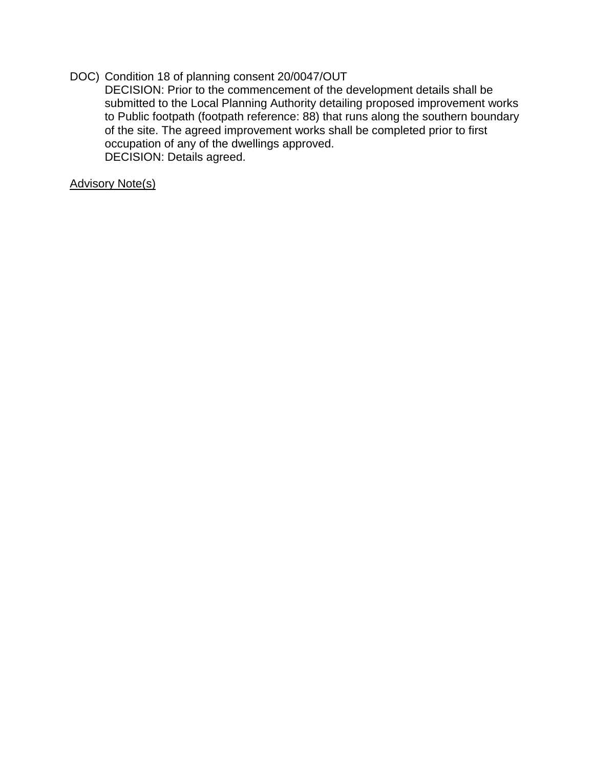DOC) Condition 18 of planning consent 20/0047/OUT
DECISION: Prior to the commencement of the development details shall be submitted to the Local Planning Authority detailing proposed improvement works to Public footpath (footpath reference: 88) that runs along the southern boundary of the site. The agreed improvement works shall be completed prior to first occupation of any of the dwellings approved.
DECISION: Details agreed.

<u>Advisory Note(s)</u>